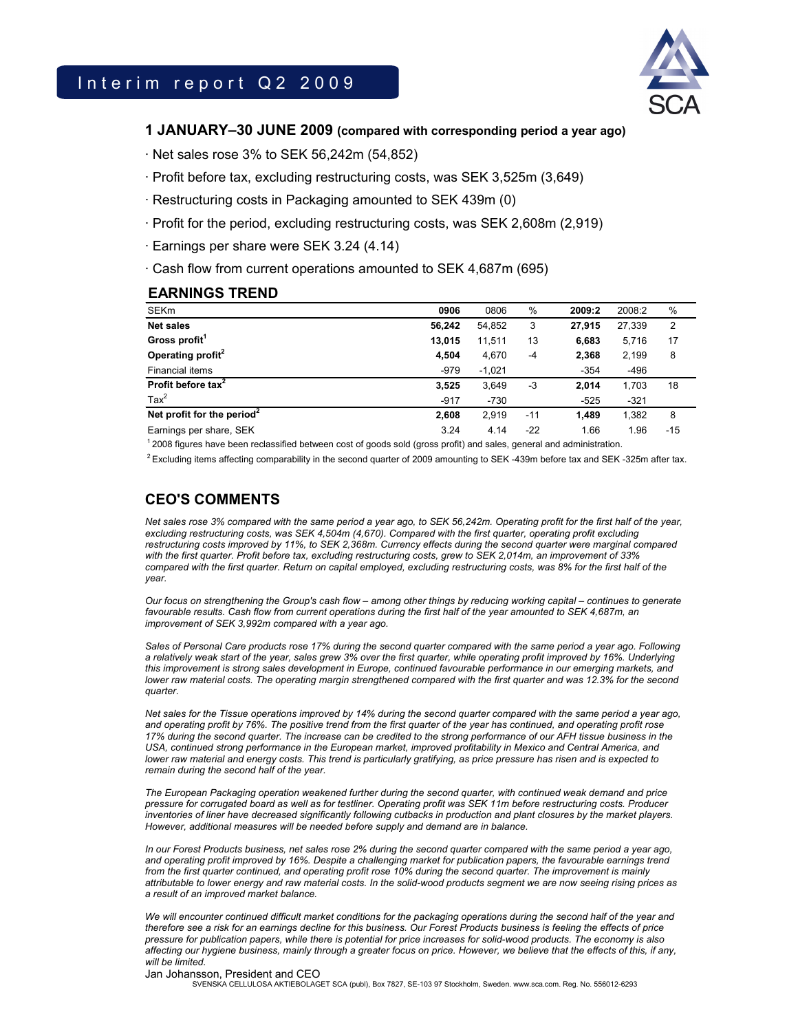# Interim report Q2 2009

SCA

## 1 JANUARY–30 JUNE 2009 (compared with corresponding period a year ago)

- Net sales rose 3% to SEK 56,242m (54,852)
- Profit before tax, excluding restructuring costs, was SEK 3,525m (3,649)
- Restructuring costs in Packaging amounted to SEK 439m (0)
- Profit for the period, excluding restructuring costs, was SEK 2,608m (2,919)
- Earnings per share were SEK 3.24 (4.14)
- Cash flow from current operations amounted to SEK 4,687m (695)

## EARNINGS TREND

| SEKm | 0906 | 0806 | % | 2009:2 | 2008:2 | % |
|---|---|---|---|---|---|---|
| **Net sales** | **56,242** | 54,852 | 3 | **27,915** | 27,339 | 2 |
| **Gross profit**[1] | **13,015** | 11,511 | 13 | **6,683** | 5,716 | 17 |
| **Operating profit**[2] | **4,504** | 4,670 | -4 | **2,368** | 2,199 | 8 |
| Financial items | -979 | -1,021 | | -354 | -496 | |
| **Profit before tax**[2] | **3,525** | 3,649 | -3 | **2,014** | 1,703 | 18 |
| Tax[2] | -917 | -730 | | -525 | -321 | |
| **Net profit for the period**[2] | **2,608** | 2,919 | -11 | **1,489** | 1,382 | 8 |
| Earnings per share, SEK | 3.24 | 4.14 | -22 | 1.66 | 1.96 | -15 |

[1] 2008 figures have been reclassified between cost of goods sold (gross profit) and sales, general and administration.

[2] Excluding items affecting comparability in the second quarter of 2009 amounting to SEK -439m before tax and SEK -325m after tax.

## CEO'S COMMENTS

*Net sales rose 3% compared with the same period a year ago, to SEK 56,242m. Operating profit for the first half of the year, excluding restructuring costs, was SEK 4,504m (4,670). Compared with the first quarter, operating profit excluding restructuring costs improved by 11%, to SEK 2,368m. Currency effects during the second quarter were marginal compared with the first quarter. Profit before tax, excluding restructuring costs, grew to SEK 2,014m, an improvement of 33% compared with the first quarter. Return on capital employed, excluding restructuring costs, was 8% for the first half of the year.*

*Our focus on strengthening the Group's cash flow – among other things by reducing working capital – continues to generate favourable results. Cash flow from current operations during the first half of the year amounted to SEK 4,687m, an improvement of SEK 3,992m compared with a year ago.*

*Sales of Personal Care products rose 17% during the second quarter compared with the same period a year ago. Following a relatively weak start of the year, sales grew 3% over the first quarter, while operating profit improved by 16%. Underlying this improvement is strong sales development in Europe, continued favourable performance in our emerging markets, and lower raw material costs. The operating margin strengthened compared with the first quarter and was 12.3% for the second quarter.*

*Net sales for the Tissue operations improved by 14% during the second quarter compared with the same period a year ago, and operating profit by 76%. The positive trend from the first quarter of the year has continued, and operating profit rose 17% during the second quarter. The increase can be credited to the strong performance of our AFH tissue business in the USA, continued strong performance in the European market, improved profitability in Mexico and Central America, and lower raw material and energy costs. This trend is particularly gratifying, as price pressure has risen and is expected to remain during the second half of the year.*

*The European Packaging operation weakened further during the second quarter, with continued weak demand and price pressure for corrugated board as well as for testliner. Operating profit was SEK 11m before restructuring costs. Producer inventories of liner have decreased significantly following cutbacks in production and plant closures by the market players. However, additional measures will be needed before supply and demand are in balance.*

*In our Forest Products business, net sales rose 2% during the second quarter compared with the same period a year ago, and operating profit improved by 16%. Despite a challenging market for publication papers, the favourable earnings trend from the first quarter continued, and operating profit rose 10% during the second quarter. The improvement is mainly attributable to lower energy and raw material costs. In the solid-wood products segment we are now seeing rising prices as a result of an improved market balance.*

*We will encounter continued difficult market conditions for the packaging operations during the second half of the year and therefore see a risk for an earnings decline for this business. Our Forest Products business is feeling the effects of price pressure for publication papers, while there is potential for price increases for solid-wood products. The economy is also affecting our hygiene business, mainly through a greater focus on price. However, we believe that the effects of this, if any, will be limited.*

Jan Johansson, President and CEO

SVENSKA CELLULOSA AKTIEBOLAGET SCA (publ), Box 7827, SE-103 97 Stockholm, Sweden. www.sca.com. Reg. No. 556012-6293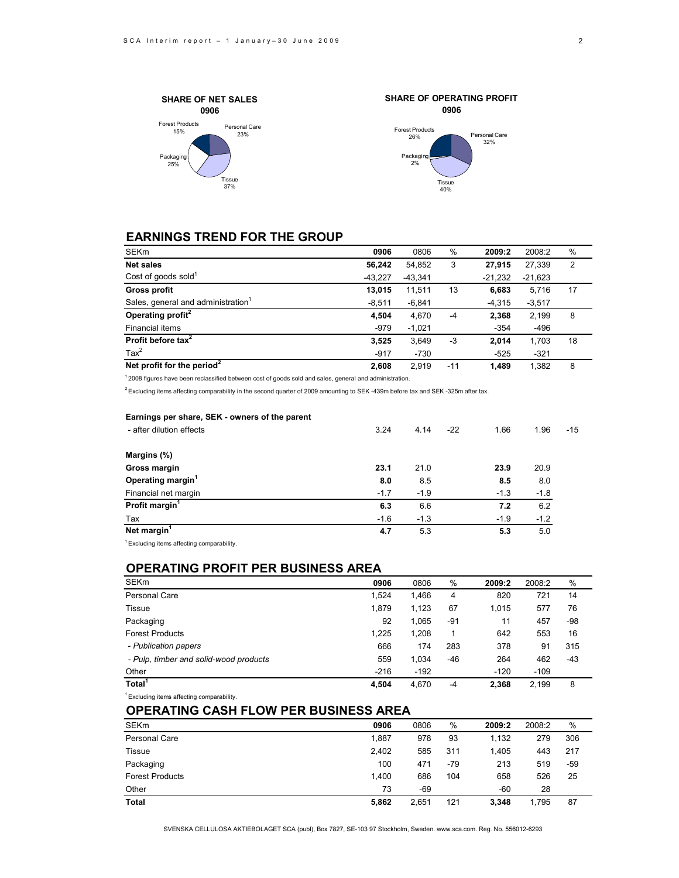**SHARE OF NET SALES 0906**

Forest Products 15%, Personal Care 23%, Packaging 25%, Tissue 37%

**SHARE OF OPERATING PROFIT 0906**

Forest Products 26%, Personal Care 32%, Packaging 2%, Tissue 40%

## EARNINGS TREND FOR THE GROUP

| SEKm | 0906 | 0806 | % | 2009:2 | 2008:2 | % |
|---|---|---|---|---|---|---|
| **Net sales** | **56,242** | 54,852 | 3 | **27,915** | 27,339 | 2 |
| Cost of goods sold[1] | -43,227 | -43,341 | | -21,232 | -21,623 | |
| **Gross profit** | **13,015** | 11,511 | 13 | **6,683** | 5,716 | 17 |
| Sales, general and administration[1] | -8,511 | -6,841 | | -4,315 | -3,517 | |
| **Operating profit[2]** | **4,504** | 4,670 | -4 | **2,368** | 2,199 | 8 |
| Financial items | -979 | -1,021 | | -354 | -496 | |
| **Profit before tax[2]** | **3,525** | 3,649 | -3 | **2,014** | 1,703 | 18 |
| Tax[2] | -917 | -730 | | -525 | -321 | |
| **Net profit for the period[2]** | **2,608** | 2,919 | -11 | **1,489** | 1,382 | 8 |

[1] 2008 figures have been reclassified between cost of goods sold and sales, general and administration.

[2] Excluding items affecting comparability in the second quarter of 2009 amounting to SEK -439m before tax and SEK -325m after tax.

| | 0906 | 0806 | % | 2009:2 | 2008:2 | % |
|---|---|---|---|---|---|---|
| **Earnings per share, SEK - owners of the parent** | | | | | | |
| - after dilution effects | 3.24 | 4.14 | -22 | 1.66 | 1.96 | -15 |
| **Margins (%)** | | | | | | |
| **Gross margin** | **23.1** | 21.0 | | **23.9** | 20.9 | |
| **Operating margin[1]** | **8.0** | 8.5 | | **8.5** | 8.0 | |
| Financial net margin | -1.7 | -1.9 | | -1.3 | -1.8 | |
| **Profit margin[1]** | **6.3** | 6.6 | | **7.2** | 6.2 | |
| Tax | -1.6 | -1.3 | | -1.9 | -1.2 | |
| **Net margin[1]** | **4.7** | 5.3 | | **5.3** | 5.0 | |

[1] Excluding items affecting comparability.

## OPERATING PROFIT PER BUSINESS AREA

| SEKm | 0906 | 0806 | % | 2009:2 | 2008:2 | % |
|---|---|---|---|---|---|---|
| Personal Care | 1,524 | 1,466 | 4 | 820 | 721 | 14 |
| Tissue | 1,879 | 1,123 | 67 | 1,015 | 577 | 76 |
| Packaging | 92 | 1,065 | -91 | 11 | 457 | -98 |
| Forest Products | 1,225 | 1,208 | 1 | 642 | 553 | 16 |
| *- Publication papers* | 666 | 174 | 283 | 378 | 91 | 315 |
| *- Pulp, timber and solid-wood products* | 559 | 1,034 | -46 | 264 | 462 | -43 |
| Other | -216 | -192 | | -120 | -109 | |
| **Total[1]** | **4,504** | 4,670 | -4 | **2,368** | 2,199 | 8 |

[1] Excluding items affecting comparability.

## OPERATING CASH FLOW PER BUSINESS AREA

| SEKm | 0906 | 0806 | % | 2009:2 | 2008:2 | % |
|---|---|---|---|---|---|---|
| Personal Care | 1,887 | 978 | 93 | 1,132 | 279 | 306 |
| Tissue | 2,402 | 585 | 311 | 1,405 | 443 | 217 |
| Packaging | 100 | 471 | -79 | 213 | 519 | -59 |
| Forest Products | 1,400 | 686 | 104 | 658 | 526 | 25 |
| Other | 73 | -69 | | -60 | 28 | |
| **Total** | **5,862** | 2,651 | 121 | **3,348** | 1,795 | 87 |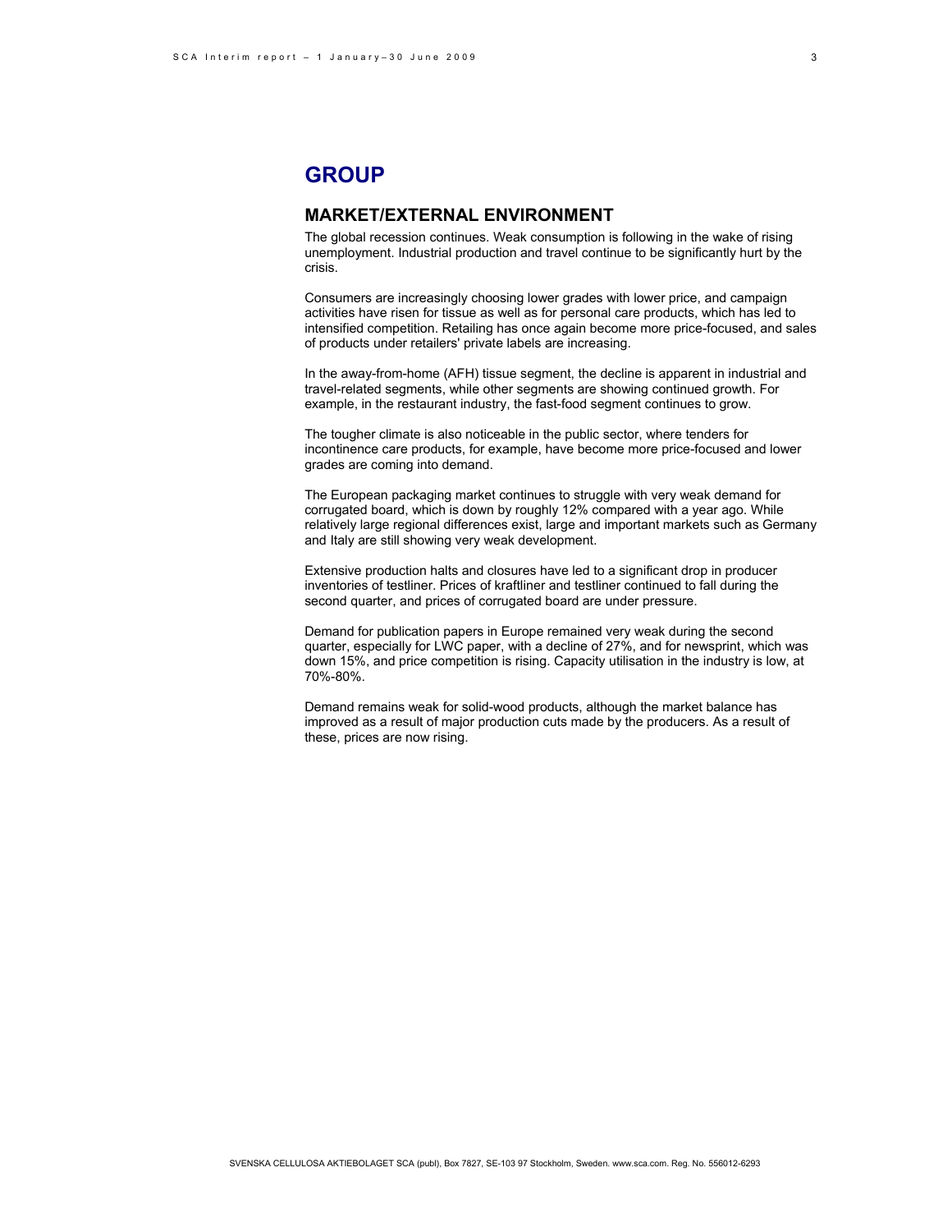# GROUP

## MARKET/EXTERNAL ENVIRONMENT

The global recession continues. Weak consumption is following in the wake of rising unemployment. Industrial production and travel continue to be significantly hurt by the crisis.

Consumers are increasingly choosing lower grades with lower price, and campaign activities have risen for tissue as well as for personal care products, which has led to intensified competition. Retailing has once again become more price-focused, and sales of products under retailers' private labels are increasing.

In the away-from-home (AFH) tissue segment, the decline is apparent in industrial and travel-related segments, while other segments are showing continued growth. For example, in the restaurant industry, the fast-food segment continues to grow.

The tougher climate is also noticeable in the public sector, where tenders for incontinence care products, for example, have become more price-focused and lower grades are coming into demand.

The European packaging market continues to struggle with very weak demand for corrugated board, which is down by roughly 12% compared with a year ago. While relatively large regional differences exist, large and important markets such as Germany and Italy are still showing very weak development.

Extensive production halts and closures have led to a significant drop in producer inventories of testliner. Prices of kraftliner and testliner continued to fall during the second quarter, and prices of corrugated board are under pressure.

Demand for publication papers in Europe remained very weak during the second quarter, especially for LWC paper, with a decline of 27%, and for newsprint, which was down 15%, and price competition is rising. Capacity utilisation in the industry is low, at 70%-80%.

Demand remains weak for solid-wood products, although the market balance has improved as a result of major production cuts made by the producers. As a result of these, prices are now rising.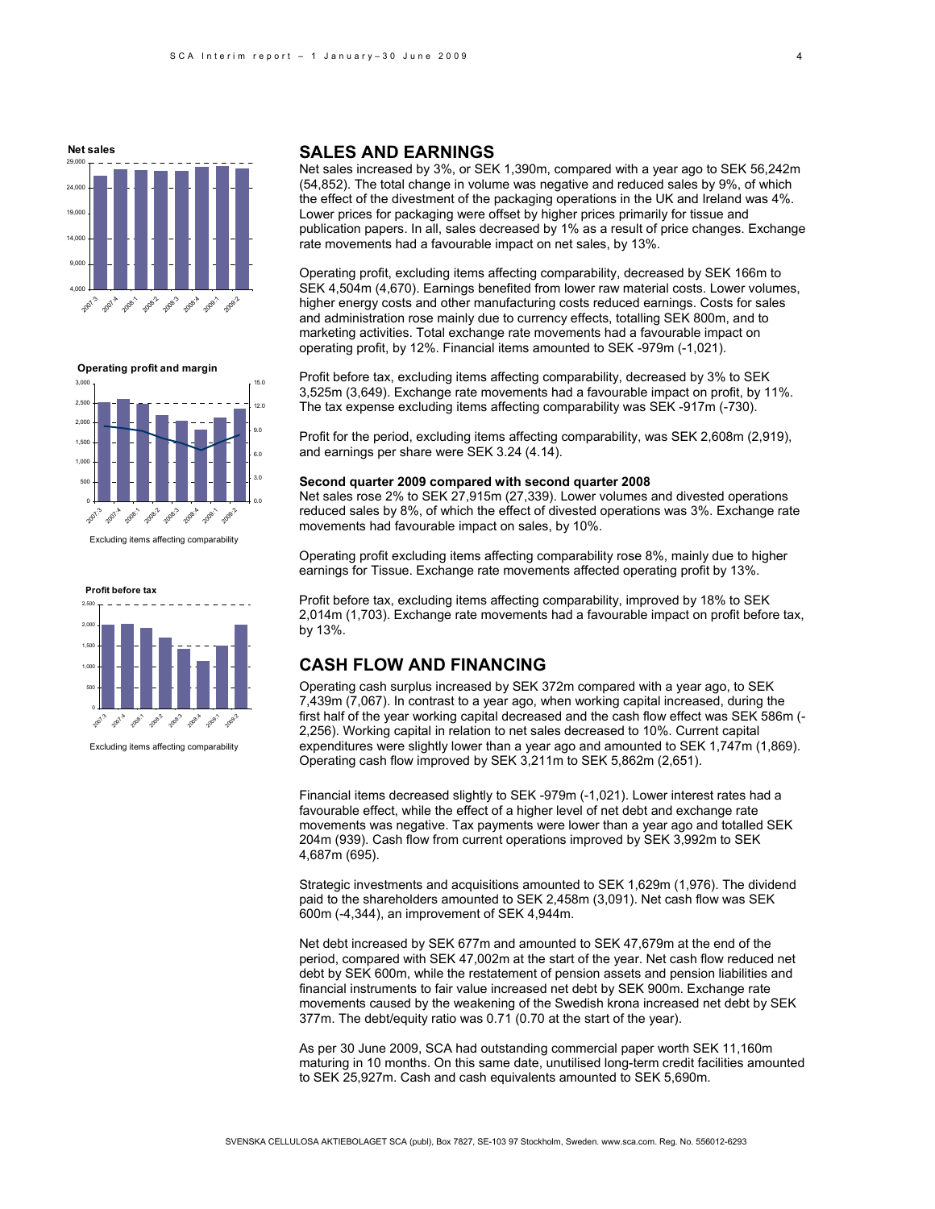## SALES AND EARNINGS

Net sales increased by 3%, or SEK 1,390m, compared with a year ago to SEK 56,242m (54,852). The total change in volume was negative and reduced sales by 9%, of which the effect of the divestment of the packaging operations in the UK and Ireland was 4%. Lower prices for packaging were offset by higher prices primarily for tissue and publication papers. In all, sales decreased by 1% as a result of price changes. Exchange rate movements had a favourable impact on net sales, by 13%.

Operating profit, excluding items affecting comparability, decreased by SEK 166m to SEK 4,504m (4,670). Earnings benefited from lower raw material costs. Lower volumes, higher energy costs and other manufacturing costs reduced earnings. Costs for sales and administration rose mainly due to currency effects, totalling SEK 800m, and to marketing activities. Total exchange rate movements had a favourable impact on operating profit, by 12%. Financial items amounted to SEK -979m (-1,021).

Profit before tax, excluding items affecting comparability, decreased by 3% to SEK 3,525m (3,649). Exchange rate movements had a favourable impact on profit, by 11%. The tax expense excluding items affecting comparability was SEK -917m (-730).

Profit for the period, excluding items affecting comparability, was SEK 2,608m (2,919), and earnings per share were SEK 3.24 (4.14).

**Second quarter 2009 compared with second quarter 2008**

Net sales rose 2% to SEK 27,915m (27,339). Lower volumes and divested operations reduced sales by 8%, of which the effect of divested operations was 3%. Exchange rate movements had favourable impact on sales, by 10%.

Operating profit excluding items affecting comparability rose 8%, mainly due to higher earnings for Tissue. Exchange rate movements affected operating profit by 13%.

Profit before tax, excluding items affecting comparability, improved by 18% to SEK 2,014m (1,703). Exchange rate movements had a favourable impact on profit before tax, by 13%.

## CASH FLOW AND FINANCING

Operating cash surplus increased by SEK 372m compared with a year ago, to SEK 7,439m (7,067). In contrast to a year ago, when working capital increased, during the first half of the year working capital decreased and the cash flow effect was SEK 586m (-2,256). Working capital in relation to net sales decreased to 10%. Current capital expenditures were slightly lower than a year ago and amounted to SEK 1,747m (1,869). Operating cash flow improved by SEK 3,211m to SEK 5,862m (2,651).

Financial items decreased slightly to SEK -979m (-1,021). Lower interest rates had a favourable effect, while the effect of a higher level of net debt and exchange rate movements was negative. Tax payments were lower than a year ago and totalled SEK 204m (939). Cash flow from current operations improved by SEK 3,992m to SEK 4,687m (695).

Strategic investments and acquisitions amounted to SEK 1,629m (1,976). The dividend paid to the shareholders amounted to SEK 2,458m (3,091). Net cash flow was SEK 600m (-4,344), an improvement of SEK 4,944m.

Net debt increased by SEK 677m and amounted to SEK 47,679m at the end of the period, compared with SEK 47,002m at the start of the year. Net cash flow reduced net debt by SEK 600m, while the restatement of pension assets and pension liabilities and financial instruments to fair value increased net debt by SEK 900m. Exchange rate movements caused by the weakening of the Swedish krona increased net debt by SEK 377m. The debt/equity ratio was 0.71 (0.70 at the start of the year).

As per 30 June 2009, SCA had outstanding commercial paper worth SEK 11,160m maturing in 10 months. On this same date, unutilised long-term credit facilities amounted to SEK 25,927m. Cash and cash equivalents amounted to SEK 5,690m.

**Net sales**

**Operating profit and margin**

Excluding items affecting comparability

**Profit before tax**

Excluding items affecting comparability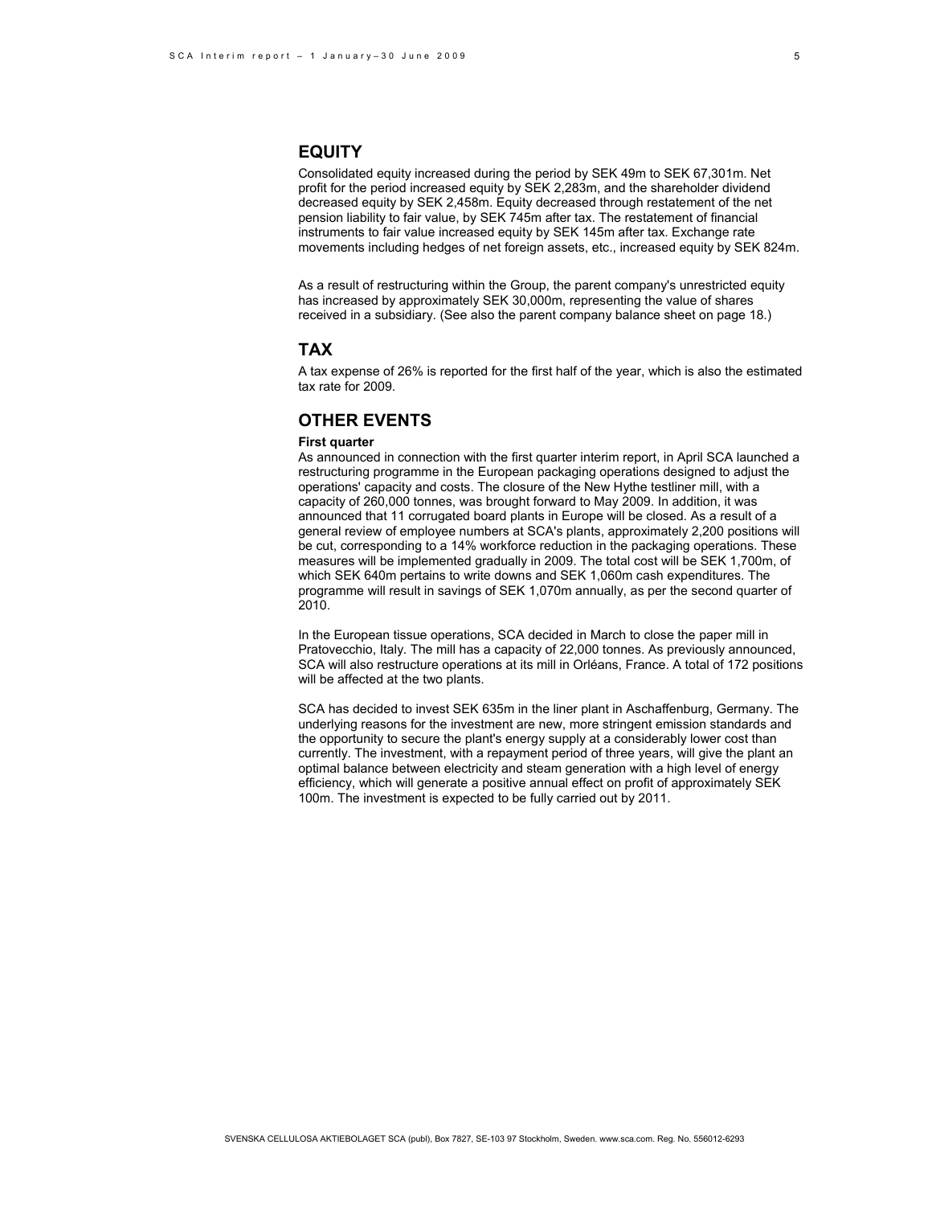## EQUITY

Consolidated equity increased during the period by SEK 49m to SEK 67,301m. Net profit for the period increased equity by SEK 2,283m, and the shareholder dividend decreased equity by SEK 2,458m. Equity decreased through restatement of the net pension liability to fair value, by SEK 745m after tax. The restatement of financial instruments to fair value increased equity by SEK 145m after tax. Exchange rate movements including hedges of net foreign assets, etc., increased equity by SEK 824m.

As a result of restructuring within the Group, the parent company's unrestricted equity has increased by approximately SEK 30,000m, representing the value of shares received in a subsidiary. (See also the parent company balance sheet on page 18.)

## TAX

A tax expense of 26% is reported for the first half of the year, which is also the estimated tax rate for 2009.

## OTHER EVENTS

**First quarter**

As announced in connection with the first quarter interim report, in April SCA launched a restructuring programme in the European packaging operations designed to adjust the operations' capacity and costs. The closure of the New Hythe testliner mill, with a capacity of 260,000 tonnes, was brought forward to May 2009. In addition, it was announced that 11 corrugated board plants in Europe will be closed. As a result of a general review of employee numbers at SCA's plants, approximately 2,200 positions will be cut, corresponding to a 14% workforce reduction in the packaging operations. These measures will be implemented gradually in 2009. The total cost will be SEK 1,700m, of which SEK 640m pertains to write downs and SEK 1,060m cash expenditures. The programme will result in savings of SEK 1,070m annually, as per the second quarter of 2010.

In the European tissue operations, SCA decided in March to close the paper mill in Pratovecchio, Italy. The mill has a capacity of 22,000 tonnes. As previously announced, SCA will also restructure operations at its mill in Orléans, France. A total of 172 positions will be affected at the two plants.

SCA has decided to invest SEK 635m in the liner plant in Aschaffenburg, Germany. The underlying reasons for the investment are new, more stringent emission standards and the opportunity to secure the plant's energy supply at a considerably lower cost than currently. The investment, with a repayment period of three years, will give the plant an optimal balance between electricity and steam generation with a high level of energy efficiency, which will generate a positive annual effect on profit of approximately SEK 100m. The investment is expected to be fully carried out by 2011.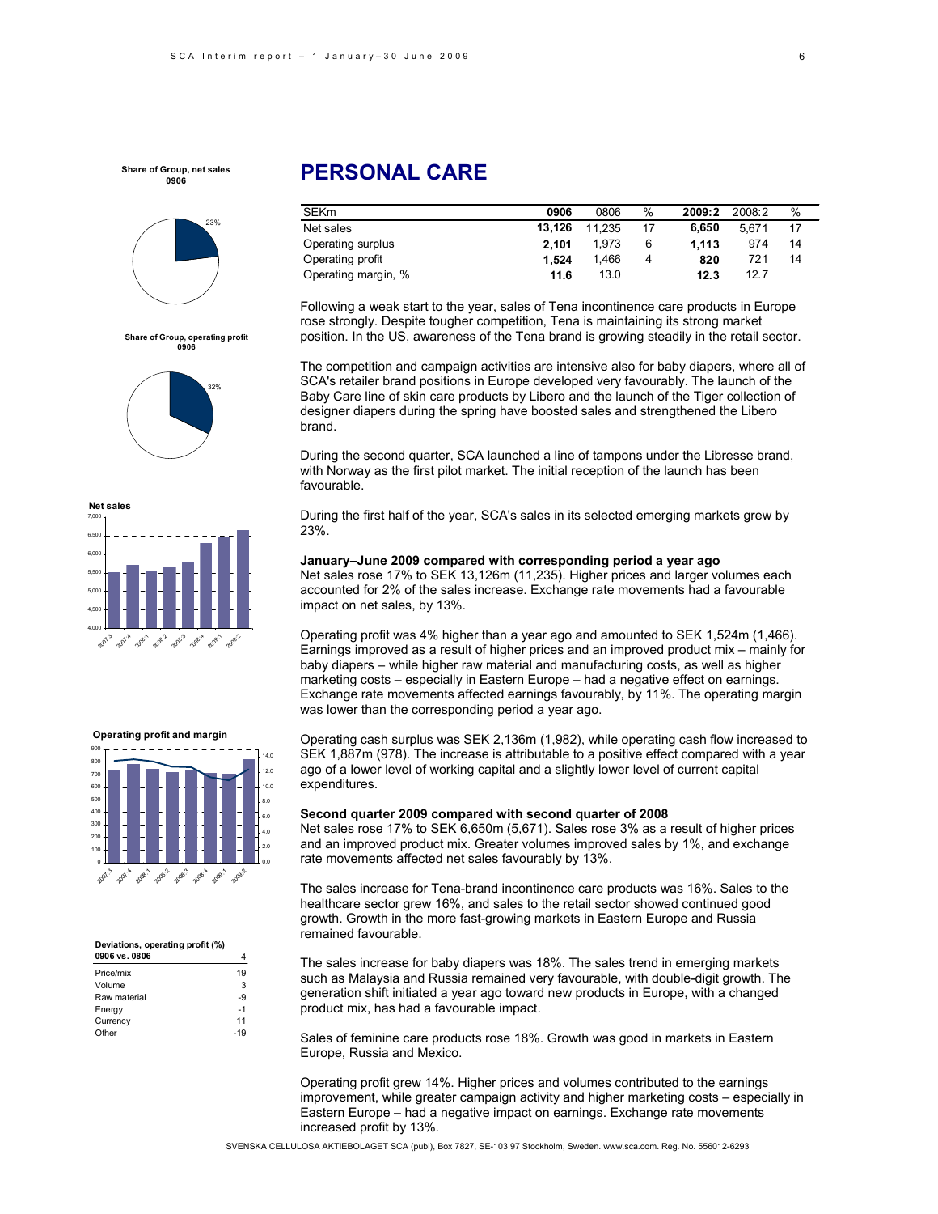# PERSONAL CARE

| SEKm | 0906 | 0806 | % | 2009:2 | 2008:2 | % |
|---|---|---|---|---|---|---|
| Net sales | **13,126** | 11,235 | 17 | **6,650** | 5,671 | 17 |
| Operating surplus | **2,101** | 1,973 | 6 | **1,113** | 974 | 14 |
| Operating profit | **1,524** | 1,466 | 4 | **820** | 721 | 14 |
| Operating margin, % | **11.6** | 13.0 | | **12.3** | 12.7 | |

Following a weak start to the year, sales of Tena incontinence care products in Europe rose strongly. Despite tougher competition, Tena is maintaining its strong market position. In the US, awareness of the Tena brand is growing steadily in the retail sector.

The competition and campaign activities are intensive also for baby diapers, where all of SCA's retailer brand positions in Europe developed very favourably. The launch of the Baby Care line of skin care products by Libero and the launch of the Tiger collection of designer diapers during the spring have boosted sales and strengthened the Libero brand.

During the second quarter, SCA launched a line of tampons under the Libresse brand, with Norway as the first pilot market. The initial reception of the launch has been favourable.

During the first half of the year, SCA's sales in its selected emerging markets grew by 23%.

**January–June 2009 compared with corresponding period a year ago**

Net sales rose 17% to SEK 13,126m (11,235). Higher prices and larger volumes each accounted for 2% of the sales increase. Exchange rate movements had a favourable impact on net sales, by 13%.

Operating profit was 4% higher than a year ago and amounted to SEK 1,524m (1,466). Earnings improved as a result of higher prices and an improved product mix – mainly for baby diapers – while higher raw material and manufacturing costs, as well as higher marketing costs – especially in Eastern Europe – had a negative effect on earnings. Exchange rate movements affected earnings favourably, by 11%. The operating margin was lower than the corresponding period a year ago.

Operating cash surplus was SEK 2,136m (1,982), while operating cash flow increased to SEK 1,887m (978). The increase is attributable to a positive effect compared with a year ago of a lower level of working capital and a slightly lower level of current capital expenditures.

**Second quarter 2009 compared with second quarter of 2008**

Net sales rose 17% to SEK 6,650m (5,671). Sales rose 3% as a result of higher prices and an improved product mix. Greater volumes improved sales by 1%, and exchange rate movements affected net sales favourably by 13%.

The sales increase for Tena-brand incontinence care products was 16%. Sales to the healthcare sector grew 16%, and sales to the retail sector showed continued good growth. Growth in the more fast-growing markets in Eastern Europe and Russia remained favourable.

The sales increase for baby diapers was 18%. The sales trend in emerging markets such as Malaysia and Russia remained very favourable, with double-digit growth. The generation shift initiated a year ago toward new products in Europe, with a changed product mix, has had a favourable impact.

Sales of feminine care products rose 18%. Growth was good in markets in Eastern Europe, Russia and Mexico.

Operating profit grew 14%. Higher prices and volumes contributed to the earnings improvement, while greater campaign activity and higher marketing costs – especially in Eastern Europe – had a negative impact on earnings. Exchange rate movements increased profit by 13%.

**Share of Group, net sales 0906**: 23%

**Share of Group, operating profit 0906**: 32%

**Net sales**

**Operating profit and margin**

**Deviations, operating profit (%)**

| 0906 vs. 0806 | 4 |
|---|---|
| Price/mix | 19 |
| Volume | 3 |
| Raw material | -9 |
| Energy | -1 |
| Currency | 11 |
| Other | -19 |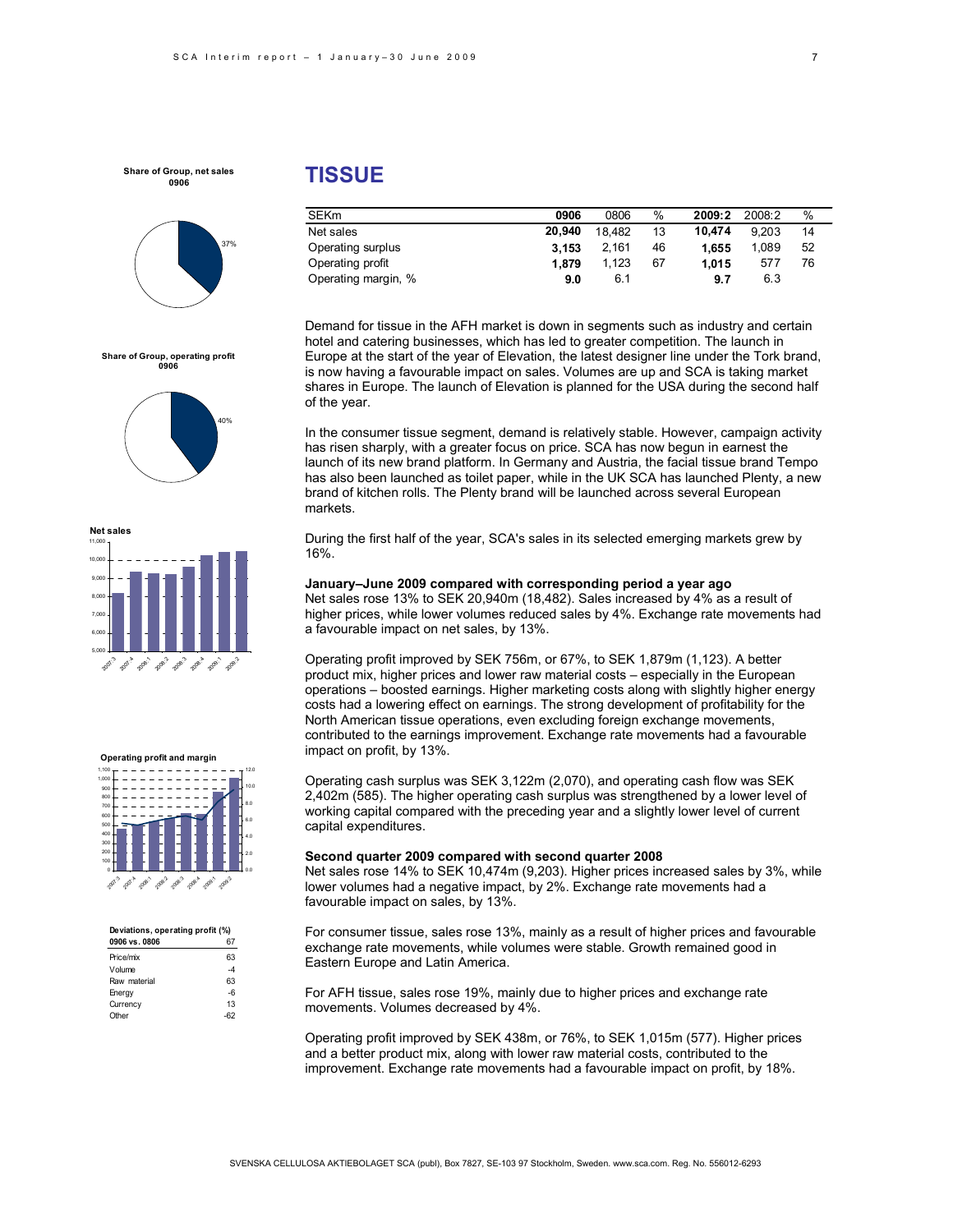# TISSUE

| SEKm | 0906 | 0806 | % | 2009:2 | 2008:2 | % |
|---|---|---|---|---|---|---|
| Net sales | **20,940** | 18,482 | 13 | **10,474** | 9,203 | 14 |
| Operating surplus | **3,153** | 2,161 | 46 | **1,655** | 1,089 | 52 |
| Operating profit | **1,879** | 1,123 | 67 | **1,015** | 577 | 76 |
| Operating margin, % | **9.0** | 6.1 | | **9.7** | 6.3 | |

Demand for tissue in the AFH market is down in segments such as industry and certain hotel and catering businesses, which has led to greater competition. The launch in Europe at the start of the year of Elevation, the latest designer line under the Tork brand, is now having a favourable impact on sales. Volumes are up and SCA is taking market shares in Europe. The launch of Elevation is planned for the USA during the second half of the year.

In the consumer tissue segment, demand is relatively stable. However, campaign activity has risen sharply, with a greater focus on price. SCA has now begun in earnest the launch of its new brand platform. In Germany and Austria, the facial tissue brand Tempo has also been launched as toilet paper, while in the UK SCA has launched Plenty, a new brand of kitchen rolls. The Plenty brand will be launched across several European markets.

During the first half of the year, SCA's sales in its selected emerging markets grew by 16%.

**January–June 2009 compared with corresponding period a year ago**

Net sales rose 13% to SEK 20,940m (18,482). Sales increased by 4% as a result of higher prices, while lower volumes reduced sales by 4%. Exchange rate movements had a favourable impact on net sales, by 13%.

Operating profit improved by SEK 756m, or 67%, to SEK 1,879m (1,123). A better product mix, higher prices and lower raw material costs – especially in the European operations – boosted earnings. Higher marketing costs along with slightly higher energy costs had a lowering effect on earnings. The strong development of profitability for the North American tissue operations, even excluding foreign exchange movements, contributed to the earnings improvement. Exchange rate movements had a favourable impact on profit, by 13%.

Operating cash surplus was SEK 3,122m (2,070), and operating cash flow was SEK 2,402m (585). The higher operating cash surplus was strengthened by a lower level of working capital compared with the preceding year and a slightly lower level of current capital expenditures.

**Second quarter 2009 compared with second quarter 2008**

Net sales rose 14% to SEK 10,474m (9,203). Higher prices increased sales by 3%, while lower volumes had a negative impact, by 2%. Exchange rate movements had a favourable impact on sales, by 13%.

For consumer tissue, sales rose 13%, mainly as a result of higher prices and favourable exchange rate movements, while volumes were stable. Growth remained good in Eastern Europe and Latin America.

For AFH tissue, sales rose 19%, mainly due to higher prices and exchange rate movements. Volumes decreased by 4%.

Operating profit improved by SEK 438m, or 76%, to SEK 1,015m (577). Higher prices and a better product mix, along with lower raw material costs, contributed to the improvement. Exchange rate movements had a favourable impact on profit, by 18%.

**Share of Group, net sales 0906**

37%

**Share of Group, operating profit 0906**

40%

**Net sales**

**Operating profit and margin**

**Deviations, operating profit (%)**

| 0906 vs. 0806 | 67 |
|---|---|
| Price/mix | 63 |
| Volume | -4 |
| Raw material | 63 |
| Energy | -6 |
| Currency | 13 |
| Other | -62 |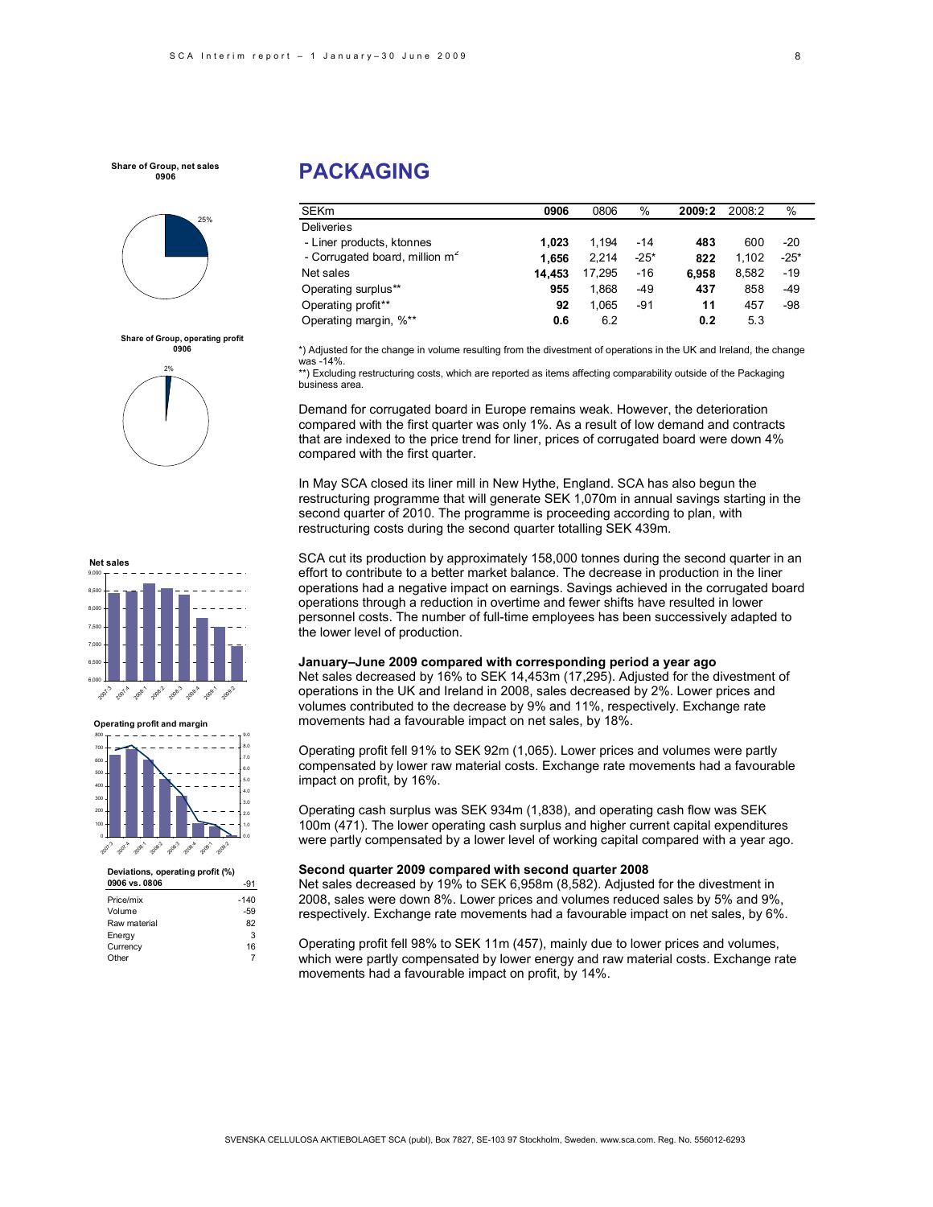**Share of Group, net sales 0906**

25%

**Share of Group, operating profit 0906**

2%

**Net sales**

**Operating profit and margin**

| **Deviations, operating profit (%) 0906 vs. 0806** | -91 |
|---|---|
| Price/mix | -140 |
| Volume | -59 |
| Raw material | 82 |
| Energy | 3 |
| Currency | 16 |
| Other | 7 |

# PACKAGING

| SEKm | 0906 | 0806 | % | 2009:2 | 2008:2 | % |
|---|---|---|---|---|---|---|
| Deliveries | | | | | | |
| - Liner products, ktonnes | **1,023** | 1,194 | -14 | **483** | 600 | -20 |
| - Corrugated board, million $m^2$ | **1,656** | 2,214 | -25* | **822** | 1,102 | -25* |
| Net sales | **14,453** | 17,295 | -16 | **6,958** | 8,582 | -19 |
| Operating surplus** | **955** | 1,868 | -49 | **437** | 858 | -49 |
| Operating profit** | **92** | 1,065 | -91 | **11** | 457 | -98 |
| Operating margin, %** | **0.6** | 6.2 | | **0.2** | 5.3 | |

*) Adjusted for the change in volume resulting from the divestment of operations in the UK and Ireland, the change was -14%.
**) Excluding restructuring costs, which are reported as items affecting comparability outside of the Packaging business area.

Demand for corrugated board in Europe remains weak. However, the deterioration compared with the first quarter was only 1%. As a result of low demand and contracts that are indexed to the price trend for liner, prices of corrugated board were down 4% compared with the first quarter.

In May SCA closed its liner mill in New Hythe, England. SCA has also begun the restructuring programme that will generate SEK 1,070m in annual savings starting in the second quarter of 2010. The programme is proceeding according to plan, with restructuring costs during the second quarter totalling SEK 439m.

SCA cut its production by approximately 158,000 tonnes during the second quarter in an effort to contribute to a better market balance. The decrease in production in the liner operations had a negative impact on earnings. Savings achieved in the corrugated board operations through a reduction in overtime and fewer shifts have resulted in lower personnel costs. The number of full-time employees has been successively adapted to the lower level of production.

**January–June 2009 compared with corresponding period a year ago**

Net sales decreased by 16% to SEK 14,453m (17,295). Adjusted for the divestment of operations in the UK and Ireland in 2008, sales decreased by 2%. Lower prices and volumes contributed to the decrease by 9% and 11%, respectively. Exchange rate movements had a favourable impact on net sales, by 18%.

Operating profit fell 91% to SEK 92m (1,065). Lower prices and volumes were partly compensated by lower raw material costs. Exchange rate movements had a favourable impact on profit, by 16%.

Operating cash surplus was SEK 934m (1,838), and operating cash flow was SEK 100m (471). The lower operating cash surplus and higher current capital expenditures were partly compensated by a lower level of working capital compared with a year ago.

**Second quarter 2009 compared with second quarter 2008**

Net sales decreased by 19% to SEK 6,958m (8,582). Adjusted for the divestment in 2008, sales were down 8%. Lower prices and volumes reduced sales by 5% and 9%, respectively. Exchange rate movements had a favourable impact on net sales, by 6%.

Operating profit fell 98% to SEK 11m (457), mainly due to lower prices and volumes, which were partly compensated by lower energy and raw material costs. Exchange rate movements had a favourable impact on profit, by 14%.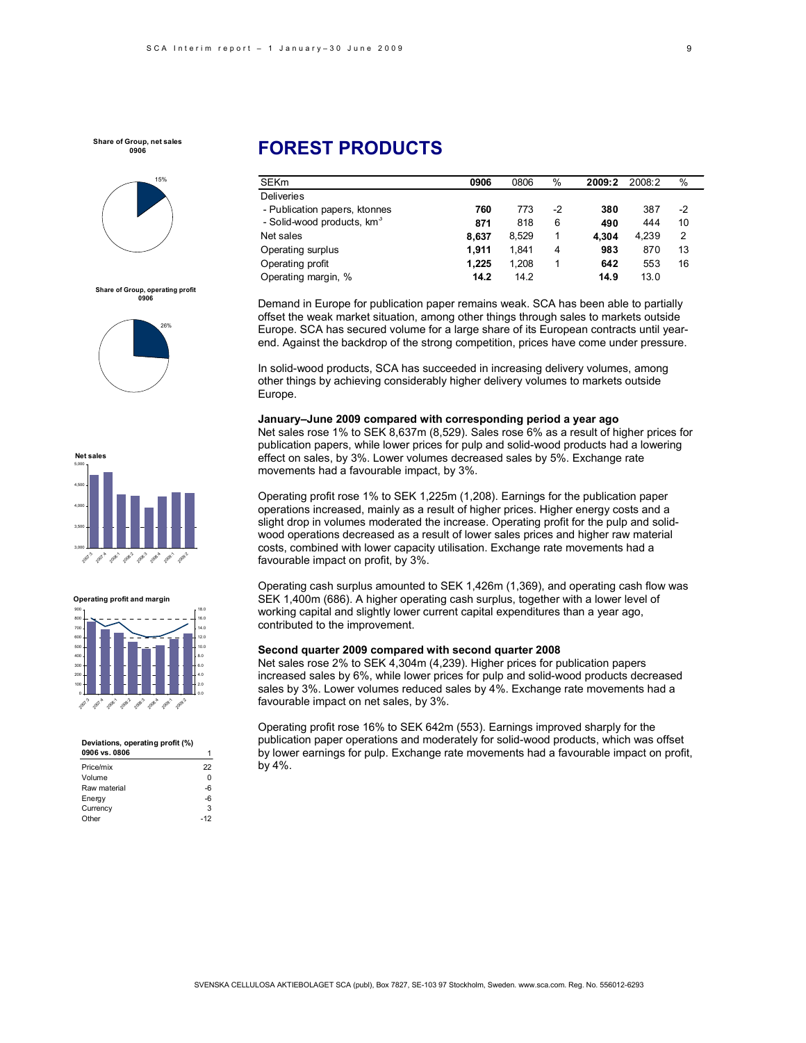# FOREST PRODUCTS

| SEKm | 0906 | 0806 | % | 2009:2 | 2008:2 | % |
|---|---|---|---|---|---|---|
| Deliveries | | | | | | |
| - Publication papers, ktonnes | **760** | 773 | -2 | **380** | 387 | -2 |
| - Solid-wood products, km$^3$ | **871** | 818 | 6 | **490** | 444 | 10 |
| Net sales | **8,637** | 8,529 | 1 | **4,304** | 4,239 | 2 |
| Operating surplus | **1,911** | 1,841 | 4 | **983** | 870 | 13 |
| Operating profit | **1,225** | 1,208 | 1 | **642** | 553 | 16 |
| Operating margin, % | **14.2** | 14.2 | | **14.9** | 13.0 | |

**Share of Group, net sales 0906**: 15%

**Share of Group, operating profit 0906**: 26%

**Net sales**

**Operating profit and margin**

**Deviations, operating profit (%)**

| 0906 vs. 0806 | 1 |
|---|---|
| Price/mix | 22 |
| Volume | 0 |
| Raw material | -6 |
| Energy | -6 |
| Currency | 3 |
| Other | -12 |

Demand in Europe for publication paper remains weak. SCA has been able to partially offset the weak market situation, among other things through sales to markets outside Europe. SCA has secured volume for a large share of its European contracts until year-end. Against the backdrop of the strong competition, prices have come under pressure.

In solid-wood products, SCA has succeeded in increasing delivery volumes, among other things by achieving considerably higher delivery volumes to markets outside Europe.

**January–June 2009 compared with corresponding period a year ago**

Net sales rose 1% to SEK 8,637m (8,529). Sales rose 6% as a result of higher prices for publication papers, while lower prices for pulp and solid-wood products had a lowering effect on sales, by 3%. Lower volumes decreased sales by 5%. Exchange rate movements had a favourable impact, by 3%.

Operating profit rose 1% to SEK 1,225m (1,208). Earnings for the publication paper operations increased, mainly as a result of higher prices. Higher energy costs and a slight drop in volumes moderated the increase. Operating profit for the pulp and solid-wood operations decreased as a result of lower sales prices and higher raw material costs, combined with lower capacity utilisation. Exchange rate movements had a favourable impact on profit, by 3%.

Operating cash surplus amounted to SEK 1,426m (1,369), and operating cash flow was SEK 1,400m (686). A higher operating cash surplus, together with a lower level of working capital and slightly lower current capital expenditures than a year ago, contributed to the improvement.

**Second quarter 2009 compared with second quarter 2008**

Net sales rose 2% to SEK 4,304m (4,239). Higher prices for publication papers increased sales by 6%, while lower prices for pulp and solid-wood products decreased sales by 3%. Lower volumes reduced sales by 4%. Exchange rate movements had a favourable impact on net sales, by 3%.

Operating profit rose 16% to SEK 642m (553). Earnings improved sharply for the publication paper operations and moderately for solid-wood products, which was offset by lower earnings for pulp. Exchange rate movements had a favourable impact on profit, by 4%.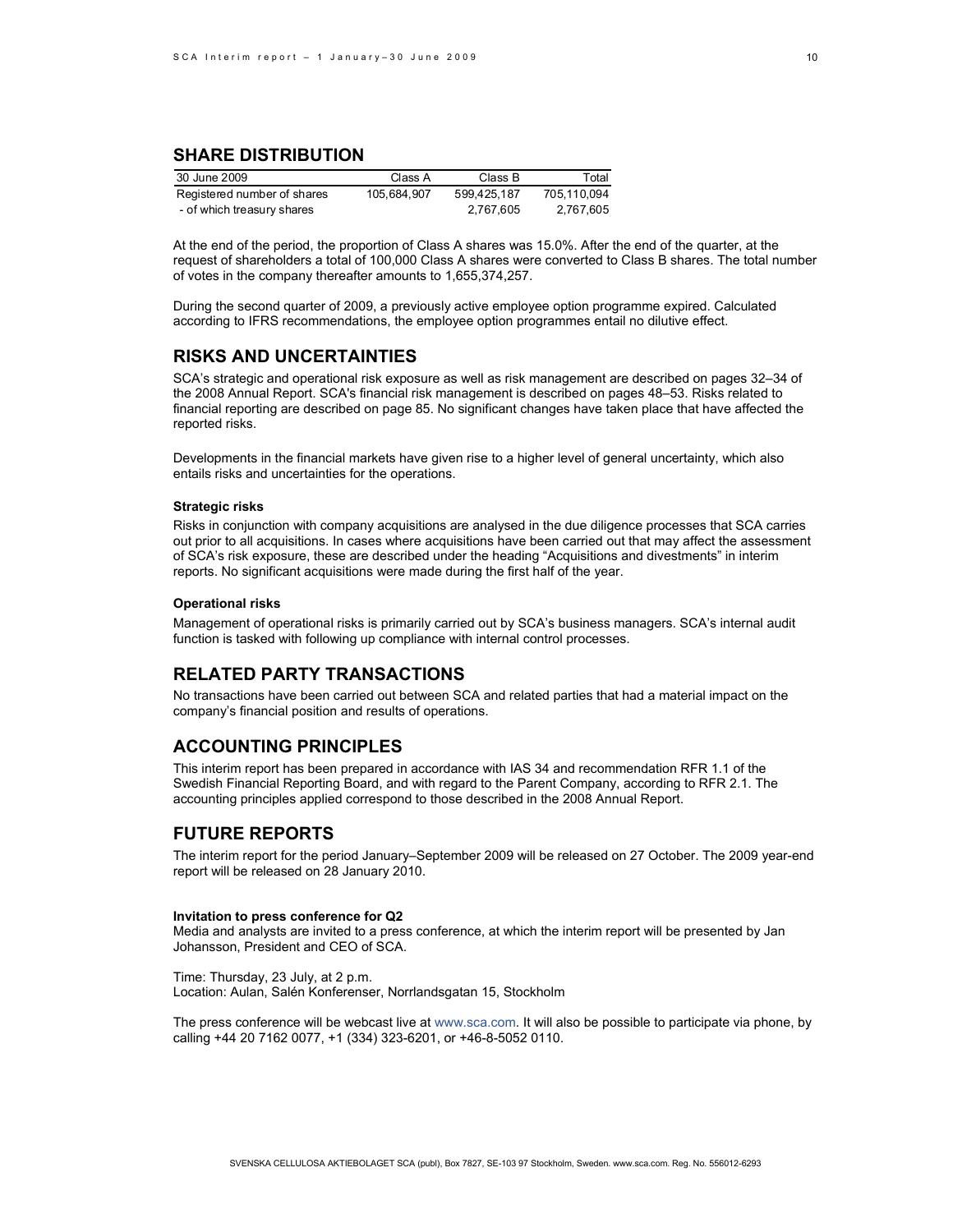## SHARE DISTRIBUTION

| 30 June 2009 | Class A | Class B | Total |
|---|---|---|---|
| Registered number of shares | 105,684,907 | 599,425,187 | 705,110,094 |
| - of which treasury shares | | 2,767,605 | 2,767,605 |

At the end of the period, the proportion of Class A shares was 15.0%. After the end of the quarter, at the request of shareholders a total of 100,000 Class A shares were converted to Class B shares. The total number of votes in the company thereafter amounts to 1,655,374,257.

During the second quarter of 2009, a previously active employee option programme expired. Calculated according to IFRS recommendations, the employee option programmes entail no dilutive effect.

## RISKS AND UNCERTAINTIES

SCA's strategic and operational risk exposure as well as risk management are described on pages 32–34 of the 2008 Annual Report. SCA's financial risk management is described on pages 48–53. Risks related to financial reporting are described on page 85. No significant changes have taken place that have affected the reported risks.

Developments in the financial markets have given rise to a higher level of general uncertainty, which also entails risks and uncertainties for the operations.

**Strategic risks**

Risks in conjunction with company acquisitions are analysed in the due diligence processes that SCA carries out prior to all acquisitions. In cases where acquisitions have been carried out that may affect the assessment of SCA's risk exposure, these are described under the heading "Acquisitions and divestments" in interim reports. No significant acquisitions were made during the first half of the year.

**Operational risks**

Management of operational risks is primarily carried out by SCA's business managers. SCA's internal audit function is tasked with following up compliance with internal control processes.

## RELATED PARTY TRANSACTIONS

No transactions have been carried out between SCA and related parties that had a material impact on the company's financial position and results of operations.

## ACCOUNTING PRINCIPLES

This interim report has been prepared in accordance with IAS 34 and recommendation RFR 1.1 of the Swedish Financial Reporting Board, and with regard to the Parent Company, according to RFR 2.1. The accounting principles applied correspond to those described in the 2008 Annual Report.

## FUTURE REPORTS

The interim report for the period January–September 2009 will be released on 27 October. The 2009 year-end report will be released on 28 January 2010.

**Invitation to press conference for Q2**

Media and analysts are invited to a press conference, at which the interim report will be presented by Jan Johansson, President and CEO of SCA.

Time: Thursday, 23 July, at 2 p.m.
Location: Aulan, Salén Konferenser, Norrlandsgatan 15, Stockholm

The press conference will be webcast live at www.sca.com. It will also be possible to participate via phone, by calling +44 20 7162 0077, +1 (334) 323-6201, or +46-8-5052 0110.

SVENSKA CELLULOSA AKTIEBOLAGET SCA (publ), Box 7827, SE-103 97 Stockholm, Sweden. www.sca.com. Reg. No. 556012-6293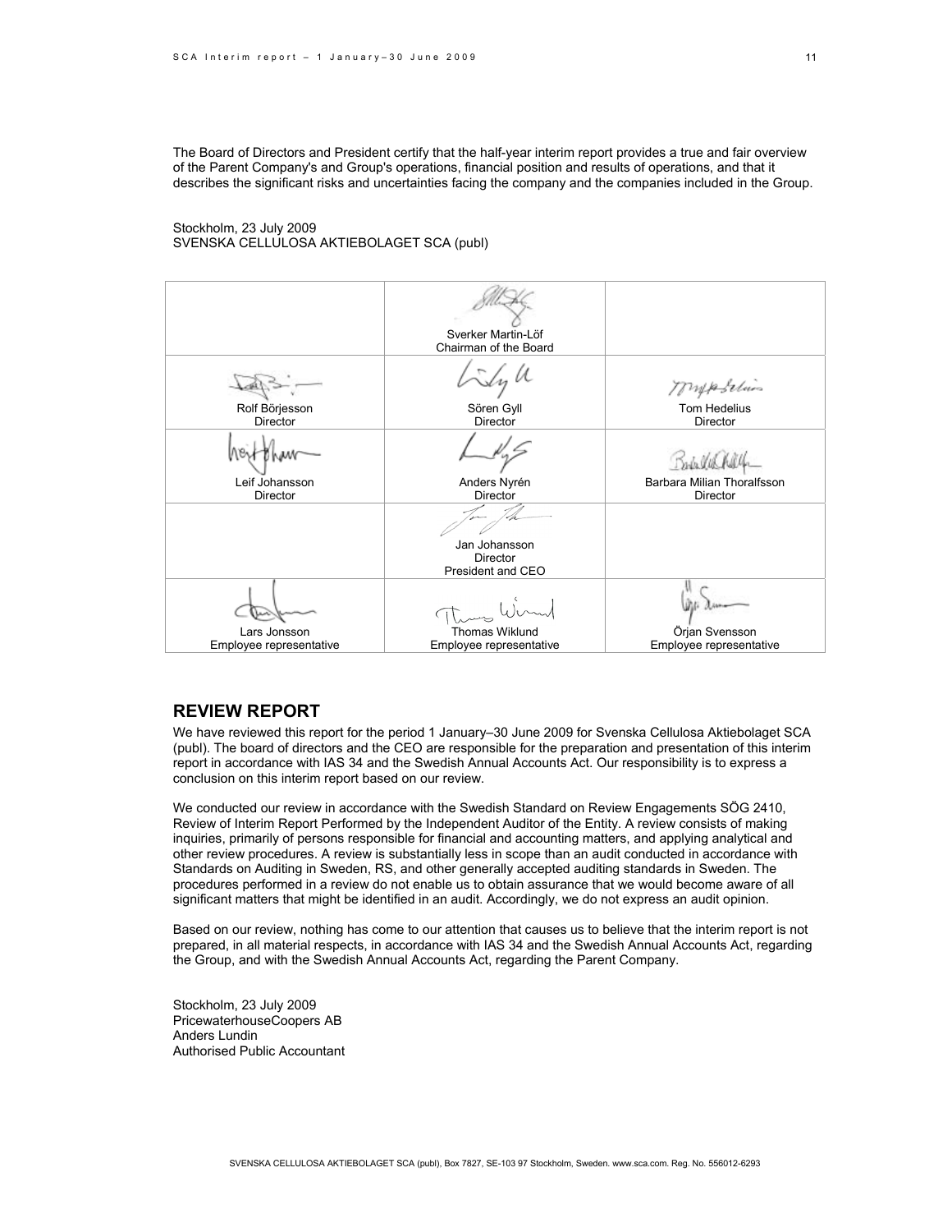The Board of Directors and President certify that the half-year interim report provides a true and fair overview of the Parent Company's and Group's operations, financial position and results of operations, and that it describes the significant risks and uncertainties facing the company and the companies included in the Group.

Stockholm, 23 July 2009
SVENSKA CELLULOSA AKTIEBOLAGET SCA (publ)

| | | |
|---|---|---|
| | Sverker Martin-Löf<br>Chairman of the Board | |
| Rolf Börjesson<br>Director | Sören Gyll<br>Director | Tom Hedelius<br>Director |
| Leif Johansson<br>Director | Anders Nyrén<br>Director | Barbara Milian Thoralfsson<br>Director |
| | Jan Johansson<br>Director<br>President and CEO | |
| Lars Jonsson<br>Employee representative | Thomas Wiklund<br>Employee representative | Örjan Svensson<br>Employee representative |

## REVIEW REPORT

We have reviewed this report for the period 1 January–30 June 2009 for Svenska Cellulosa Aktiebolaget SCA (publ). The board of directors and the CEO are responsible for the preparation and presentation of this interim report in accordance with IAS 34 and the Swedish Annual Accounts Act. Our responsibility is to express a conclusion on this interim report based on our review.

We conducted our review in accordance with the Swedish Standard on Review Engagements SÖG 2410, Review of Interim Report Performed by the Independent Auditor of the Entity. A review consists of making inquiries, primarily of persons responsible for financial and accounting matters, and applying analytical and other review procedures. A review is substantially less in scope than an audit conducted in accordance with Standards on Auditing in Sweden, RS, and other generally accepted auditing standards in Sweden. The procedures performed in a review do not enable us to obtain assurance that we would become aware of all significant matters that might be identified in an audit. Accordingly, we do not express an audit opinion.

Based on our review, nothing has come to our attention that causes us to believe that the interim report is not prepared, in all material respects, in accordance with IAS 34 and the Swedish Annual Accounts Act, regarding the Group, and with the Swedish Annual Accounts Act, regarding the Parent Company.

Stockholm, 23 July 2009
PricewaterhouseCoopers AB
Anders Lundin
Authorised Public Accountant

SVENSKA CELLULOSA AKTIEBOLAGET SCA (publ), Box 7827, SE-103 97 Stockholm, Sweden. www.sca.com. Reg. No. 556012-6293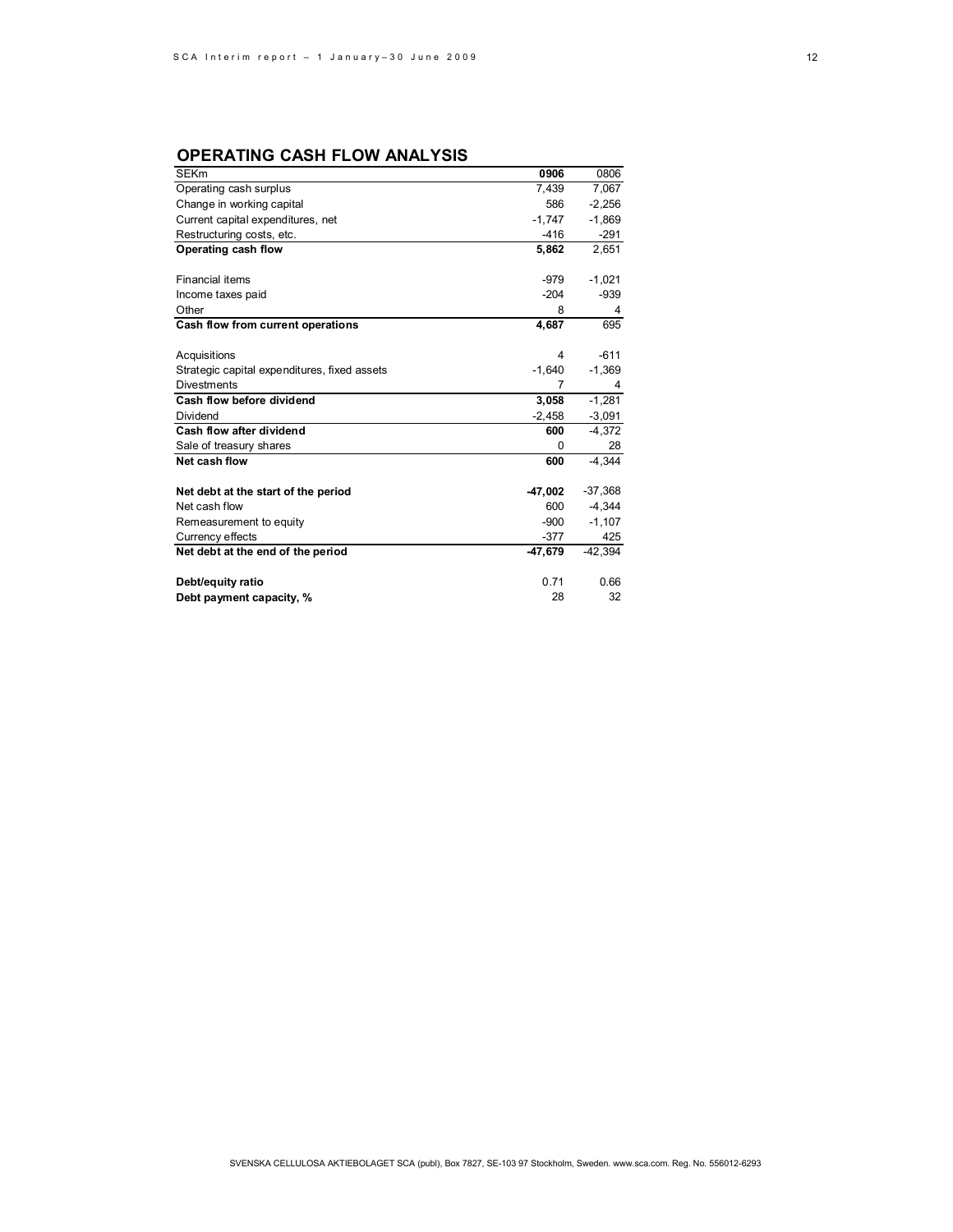## OPERATING CASH FLOW ANALYSIS

| SEKm | 0906 | 0806 |
|---|---|---|
| Operating cash surplus | 7,439 | 7,067 |
| Change in working capital | 586 | -2,256 |
| Current capital expenditures, net | -1,747 | -1,869 |
| Restructuring costs, etc. | -416 | -291 |
| **Operating cash flow** | **5,862** | 2,651 |
| | | |
| Financial items | -979 | -1,021 |
| Income taxes paid | -204 | -939 |
| Other | 8 | 4 |
| **Cash flow from current operations** | **4,687** | 695 |
| | | |
| Acquisitions | 4 | -611 |
| Strategic capital expenditures, fixed assets | -1,640 | -1,369 |
| Divestments | 7 | 4 |
| **Cash flow before dividend** | **3,058** | -1,281 |
| Dividend | -2,458 | -3,091 |
| **Cash flow after dividend** | **600** | -4,372 |
| Sale of treasury shares | 0 | 28 |
| **Net cash flow** | **600** | -4,344 |
| | | |
| **Net debt at the start of the period** | **-47,002** | -37,368 |
| Net cash flow | 600 | -4,344 |
| Remeasurement to equity | -900 | -1,107 |
| Currency effects | -377 | 425 |
| **Net debt at the end of the period** | **-47,679** | -42,394 |
| | | |
| **Debt/equity ratio** | 0.71 | 0.66 |
| **Debt payment capacity, %** | 28 | 32 |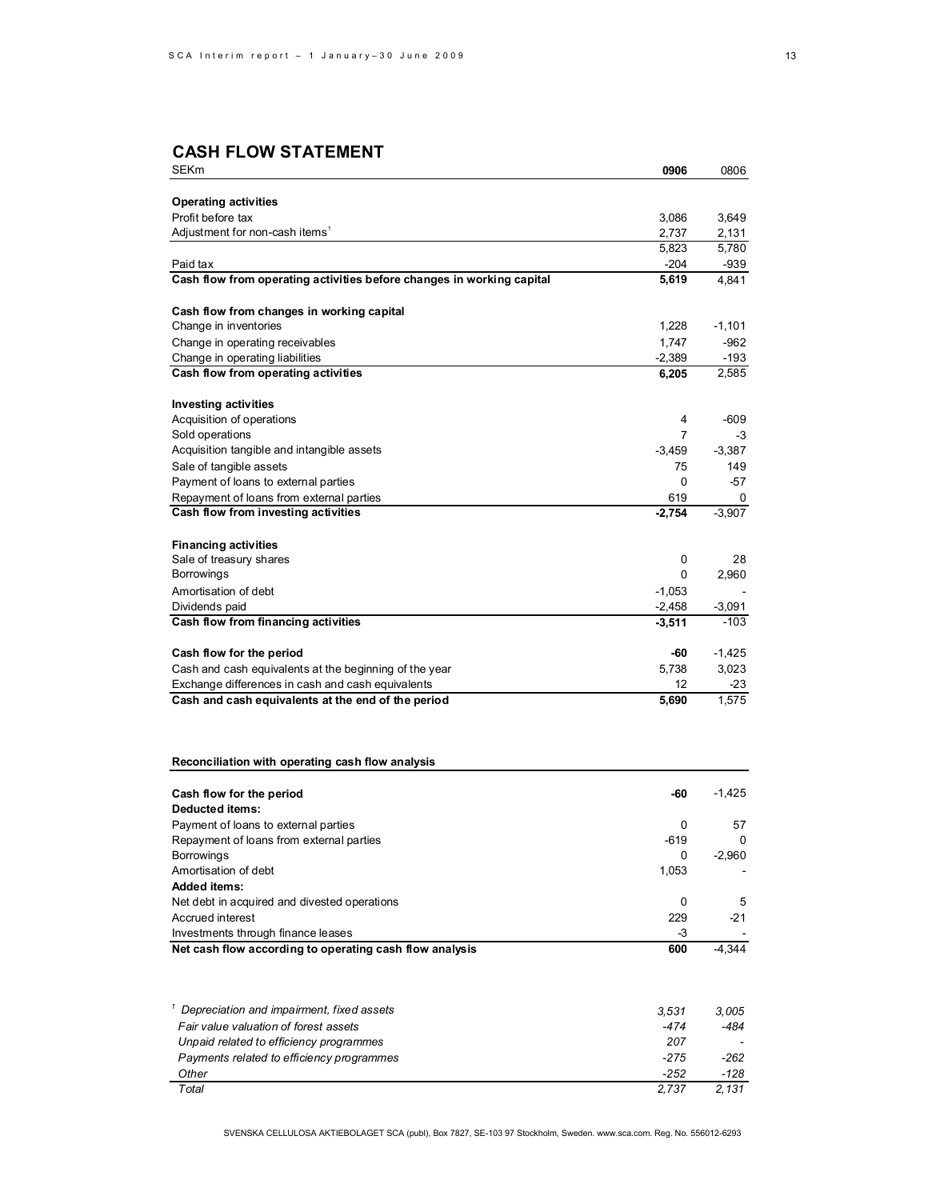## CASH FLOW STATEMENT

| SEKm | 0906 | 0806 |
|---|---|---|
| **Operating activities** | | |
| Profit before tax | 3,086 | 3,649 |
| Adjustment for non-cash items[1] | 2,737 | 2,131 |
| | 5,823 | 5,780 |
| Paid tax | -204 | -939 |
| **Cash flow from operating activities before changes in working capital** | **5,619** | 4,841 |
| | | |
| **Cash flow from changes in working capital** | | |
| Change in inventories | 1,228 | -1,101 |
| Change in operating receivables | 1,747 | -962 |
| Change in operating liabilities | -2,389 | -193 |
| **Cash flow from operating activities** | **6,205** | 2,585 |
| | | |
| **Investing activities** | | |
| Acquisition of operations | 4 | -609 |
| Sold operations | 7 | -3 |
| Acquisition tangible and intangible assets | -3,459 | -3,387 |
| Sale of tangible assets | 75 | 149 |
| Payment of loans to external parties | 0 | -57 |
| Repayment of loans from external parties | 619 | 0 |
| **Cash flow from investing activities** | **-2,754** | -3,907 |
| | | |
| **Financing activities** | | |
| Sale of treasury shares | 0 | 28 |
| Borrowings | 0 | 2,960 |
| Amortisation of debt | -1,053 | - |
| Dividends paid | -2,458 | -3,091 |
| **Cash flow from financing activities** | **-3,511** | -103 |
| | | |
| **Cash flow for the period** | **-60** | -1,425 |
| Cash and cash equivalents at the beginning of the year | 5,738 | 3,023 |
| Exchange differences in cash and cash equivalents | 12 | -23 |
| **Cash and cash equivalents at the end of the period** | **5,690** | 1,575 |

**Reconciliation with operating cash flow analysis**

| | | |
|---|---|---|
| **Cash flow for the period** | **-60** | -1,425 |
| **Deducted items:** | | |
| Payment of loans to external parties | 0 | 57 |
| Repayment of loans from external parties | -619 | 0 |
| Borrowings | 0 | -2,960 |
| Amortisation of debt | 1,053 | - |
| **Added items:** | | |
| Net debt in acquired and divested operations | 0 | 5 |
| Accrued interest | 229 | -21 |
| Investments through finance leases | -3 | - |
| **Net cash flow according to operating cash flow analysis** | **600** | -4,344 |

| | | |
|---|---|---|
| *[1] Depreciation and impairment, fixed assets* | *3,531* | *3,005* |
| *Fair value valuation of forest assets* | *-474* | *-484* |
| *Unpaid related to efficiency programmes* | *207* | *-* |
| *Payments related to efficiency programmes* | *-275* | *-262* |
| *Other* | *-252* | *-128* |
| *Total* | *2,737* | *2,131* |

SVENSKA CELLULOSA AKTIEBOLAGET SCA (publ), Box 7827, SE-103 97 Stockholm, Sweden. www.sca.com. Reg. No. 556012-6293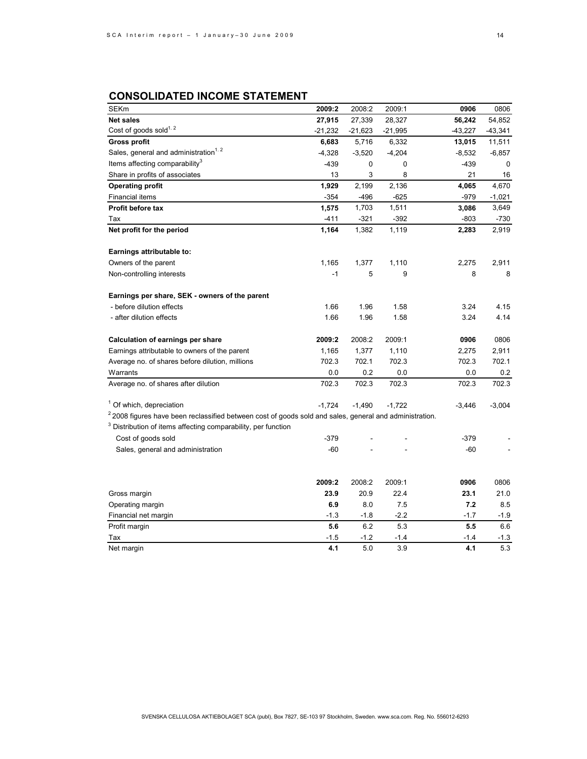## CONSOLIDATED INCOME STATEMENT

| SEKm | 2009:2 | 2008:2 | 2009:1 | 0906 | 0806 |
|---|---|---|---|---|---|
| **Net sales** | **27,915** | 27,339 | 28,327 | **56,242** | 54,852 |
| Cost of goods sold[1, 2] | -21,232 | -21,623 | -21,995 | -43,227 | -43,341 |
| **Gross profit** | **6,683** | 5,716 | 6,332 | **13,015** | 11,511 |
| Sales, general and administration[1, 2] | -4,328 | -3,520 | -4,204 | -8,532 | -6,857 |
| Items affecting comparability[3] | -439 | 0 | 0 | -439 | 0 |
| Share in profits of associates | 13 | 3 | 8 | 21 | 16 |
| **Operating profit** | **1,929** | 2,199 | 2,136 | **4,065** | 4,670 |
| Financial items | -354 | -496 | -625 | -979 | -1,021 |
| **Profit before tax** | **1,575** | 1,703 | 1,511 | **3,086** | 3,649 |
| Tax | -411 | -321 | -392 | -803 | -730 |
| **Net profit for the period** | **1,164** | 1,382 | 1,119 | **2,283** | 2,919 |
| | | | | | |
| **Earnings attributable to:** | | | | | |
| Owners of the parent | 1,165 | 1,377 | 1,110 | 2,275 | 2,911 |
| Non-controlling interests | -1 | 5 | 9 | 8 | 8 |
| | | | | | |
| **Earnings per share, SEK - owners of the parent** | | | | | |
| - before dilution effects | 1.66 | 1.96 | 1.58 | 3.24 | 4.15 |
| - after dilution effects | 1.66 | 1.96 | 1.58 | 3.24 | 4.14 |
| | | | | | |
| **Calculation of earnings per share** | **2009:2** | 2008:2 | 2009:1 | **0906** | 0806 |
| Earnings attributable to owners of the parent | 1,165 | 1,377 | 1,110 | 2,275 | 2,911 |
| Average no. of shares before dilution, millions | 702.3 | 702.1 | 702.3 | 702.3 | 702.1 |
| Warrants | 0.0 | 0.2 | 0.0 | 0.0 | 0.2 |
| Average no. of shares after dilution | 702.3 | 702.3 | 702.3 | 702.3 | 702.3 |
| | | | | | |
| [1] Of which, depreciation | -1,724 | -1,490 | -1,722 | -3,446 | -3,004 |

[2] 2008 figures have been reclassified between cost of goods sold and sales, general and administration.

[3] Distribution of items affecting comparability, per function

| | 2009:2 | 2008:2 | 2009:1 | 0906 | 0806 |
|---|---|---|---|---|---|
| Cost of goods sold | -379 | - | - | -379 | - |
| Sales, general and administration | -60 | - | - | -60 | - |

| | 2009:2 | 2008:2 | 2009:1 | 0906 | 0806 |
|---|---|---|---|---|---|
| Gross margin | **23.9** | 20.9 | 22.4 | **23.1** | 21.0 |
| Operating margin | **6.9** | 8.0 | 7.5 | **7.2** | 8.5 |
| Financial net margin | -1.3 | -1.8 | -2.2 | -1.7 | -1.9 |
| Profit margin | **5.6** | 6.2 | 5.3 | **5.5** | 6.6 |
| Tax | -1.5 | -1.2 | -1.4 | -1.4 | -1.3 |
| Net margin | **4.1** | 5.0 | 3.9 | **4.1** | 5.3 |

SVENSKA CELLULOSA AKTIEBOLAGET SCA (publ), Box 7827, SE-103 97 Stockholm, Sweden. www.sca.com. Reg. No. 556012-6293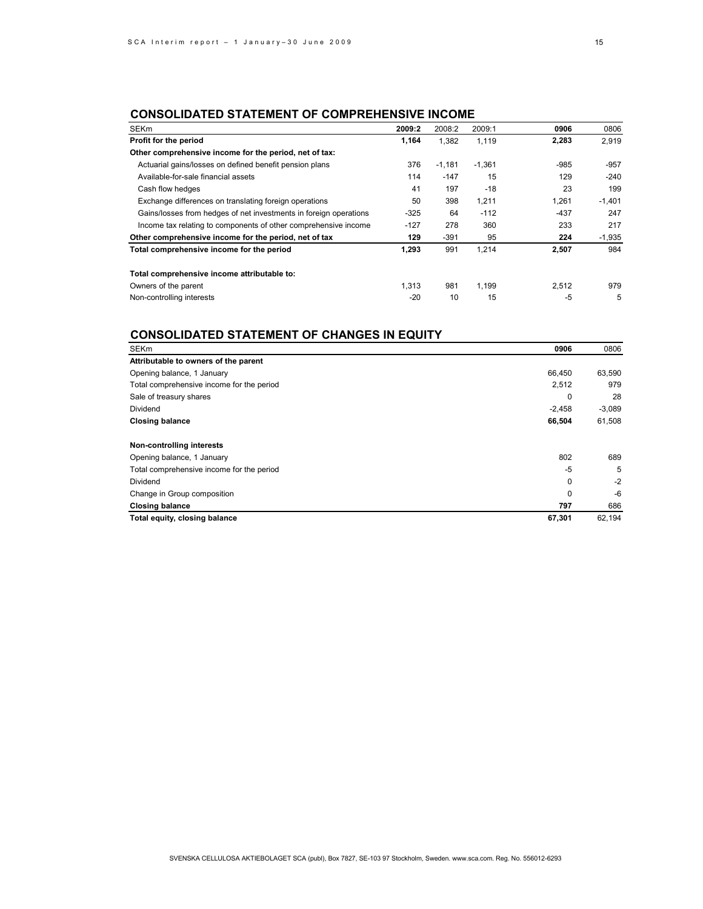## CONSOLIDATED STATEMENT OF COMPREHENSIVE INCOME

| SEKm | 2009:2 | 2008:2 | 2009:1 | 0906 | 0806 |
|---|---|---|---|---|---|
| **Profit for the period** | **1,164** | 1,382 | 1,119 | **2,283** | 2,919 |
| **Other comprehensive income for the period, net of tax:** | | | | | |
| Actuarial gains/losses on defined benefit pension plans | 376 | -1,181 | -1,361 | -985 | -957 |
| Available-for-sale financial assets | 114 | -147 | 15 | 129 | -240 |
| Cash flow hedges | 41 | 197 | -18 | 23 | 199 |
| Exchange differences on translating foreign operations | 50 | 398 | 1,211 | 1,261 | -1,401 |
| Gains/losses from hedges of net investments in foreign operations | -325 | 64 | -112 | -437 | 247 |
| Income tax relating to components of other comprehensive income | -127 | 278 | 360 | 233 | 217 |
| **Other comprehensive income for the period, net of tax** | **129** | -391 | 95 | **224** | -1,935 |
| **Total comprehensive income for the period** | **1,293** | 991 | 1,214 | **2,507** | 984 |
| | | | | | |
| **Total comprehensive income attributable to:** | | | | | |
| Owners of the parent | 1,313 | 981 | 1,199 | 2,512 | 979 |
| Non-controlling interests | -20 | 10 | 15 | -5 | 5 |

## CONSOLIDATED STATEMENT OF CHANGES IN EQUITY

| SEKm | 0906 | 0806 |
|---|---|---|
| **Attributable to owners of the parent** | | |
| Opening balance, 1 January | 66,450 | 63,590 |
| Total comprehensive income for the period | 2,512 | 979 |
| Sale of treasury shares | 0 | 28 |
| Dividend | -2,458 | -3,089 |
| **Closing balance** | **66,504** | 61,508 |
| | | |
| **Non-controlling interests** | | |
| Opening balance, 1 January | 802 | 689 |
| Total comprehensive income for the period | -5 | 5 |
| Dividend | 0 | -2 |
| Change in Group composition | 0 | -6 |
| **Closing balance** | **797** | 686 |
| **Total equity, closing balance** | **67,301** | 62,194 |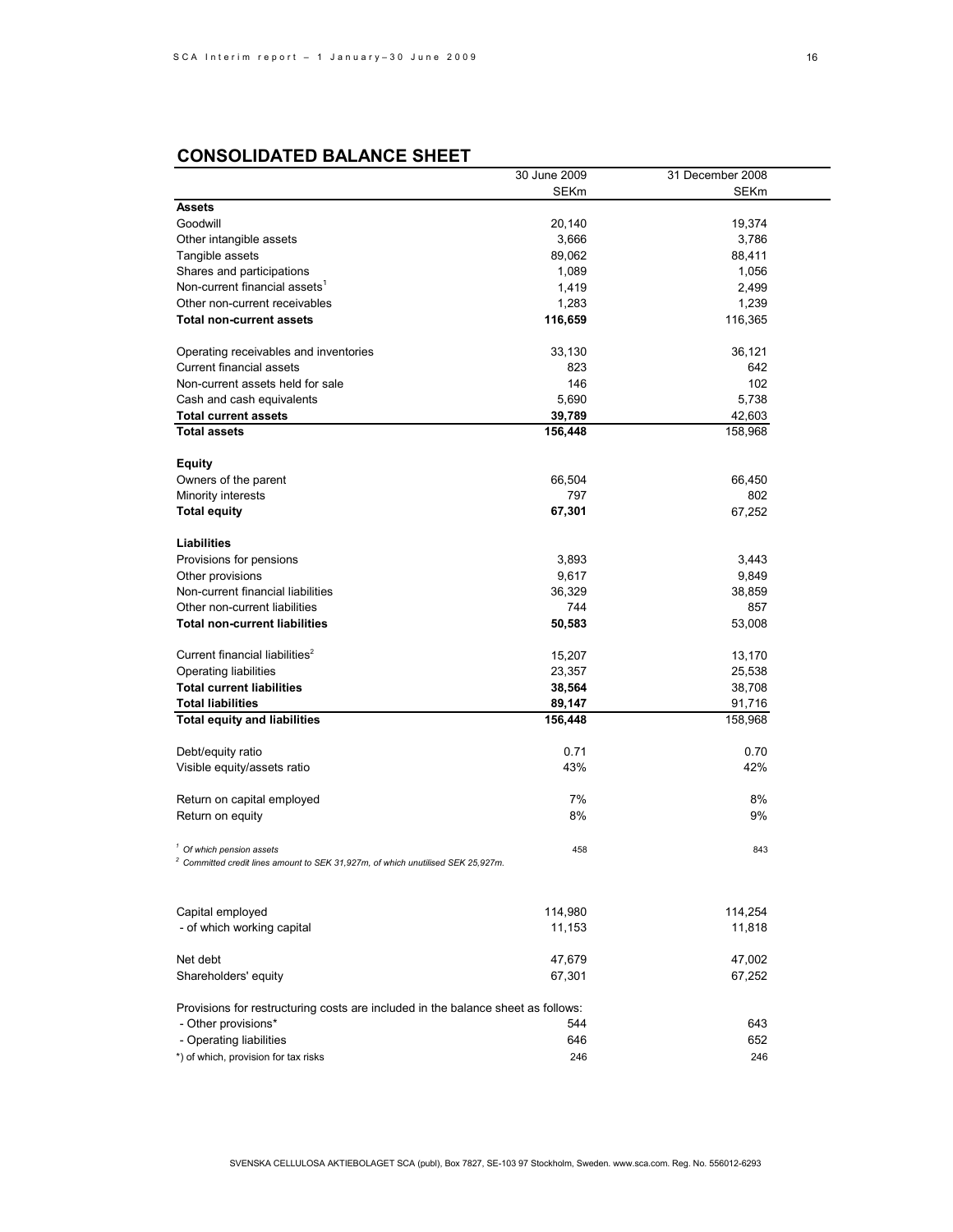## CONSOLIDATED BALANCE SHEET

| | 30 June 2009 | 31 December 2008 |
|---|---|---|
| | SEKm | SEKm |
| **Assets** | | |
| Goodwill | 20,140 | 19,374 |
| Other intangible assets | 3,666 | 3,786 |
| Tangible assets | 89,062 | 88,411 |
| Shares and participations | 1,089 | 1,056 |
| Non-current financial assets[1] | 1,419 | 2,499 |
| Other non-current receivables | 1,283 | 1,239 |
| **Total non-current assets** | **116,659** | 116,365 |
| | | |
| Operating receivables and inventories | 33,130 | 36,121 |
| Current financial assets | 823 | 642 |
| Non-current assets held for sale | 146 | 102 |
| Cash and cash equivalents | 5,690 | 5,738 |
| **Total current assets** | **39,789** | 42,603 |
| **Total assets** | **156,448** | 158,968 |
| | | |
| **Equity** | | |
| Owners of the parent | 66,504 | 66,450 |
| Minority interests | 797 | 802 |
| **Total equity** | **67,301** | 67,252 |
| | | |
| **Liabilities** | | |
| Provisions for pensions | 3,893 | 3,443 |
| Other provisions | 9,617 | 9,849 |
| Non-current financial liabilities | 36,329 | 38,859 |
| Other non-current liabilities | 744 | 857 |
| **Total non-current liabilities** | **50,583** | 53,008 |
| | | |
| Current financial liabilities[2] | 15,207 | 13,170 |
| Operating liabilities | 23,357 | 25,538 |
| **Total current liabilities** | **38,564** | 38,708 |
| **Total liabilities** | **89,147** | 91,716 |
| **Total equity and liabilities** | **156,448** | 158,968 |
| | | |
| Debt/equity ratio | 0.71 | 0.70 |
| Visible equity/assets ratio | 43% | 42% |
| | | |
| Return on capital employed | 7% | 8% |
| Return on equity | 8% | 9% |
| | | |
| [1] *Of which pension assets* | 458 | 843 |

[2] *Committed credit lines amount to SEK 31,927m, of which unutilised SEK 25,927m.*

| | | |
|---|---|---|
| Capital employed | 114,980 | 114,254 |
| - of which working capital | 11,153 | 11,818 |
| | | |
| Net debt | 47,679 | 47,002 |
| Shareholders' equity | 67,301 | 67,252 |

| Provisions for restructuring costs are included in the balance sheet as follows: | | |
|---|---|---|
| - Other provisions* | 544 | 643 |
| - Operating liabilities | 646 | 652 |
| *) of which, provision for tax risks | 246 | 246 |

SVENSKA CELLULOSA AKTIEBOLAGET SCA (publ), Box 7827, SE-103 97 Stockholm, Sweden. www.sca.com. Reg. No. 556012-6293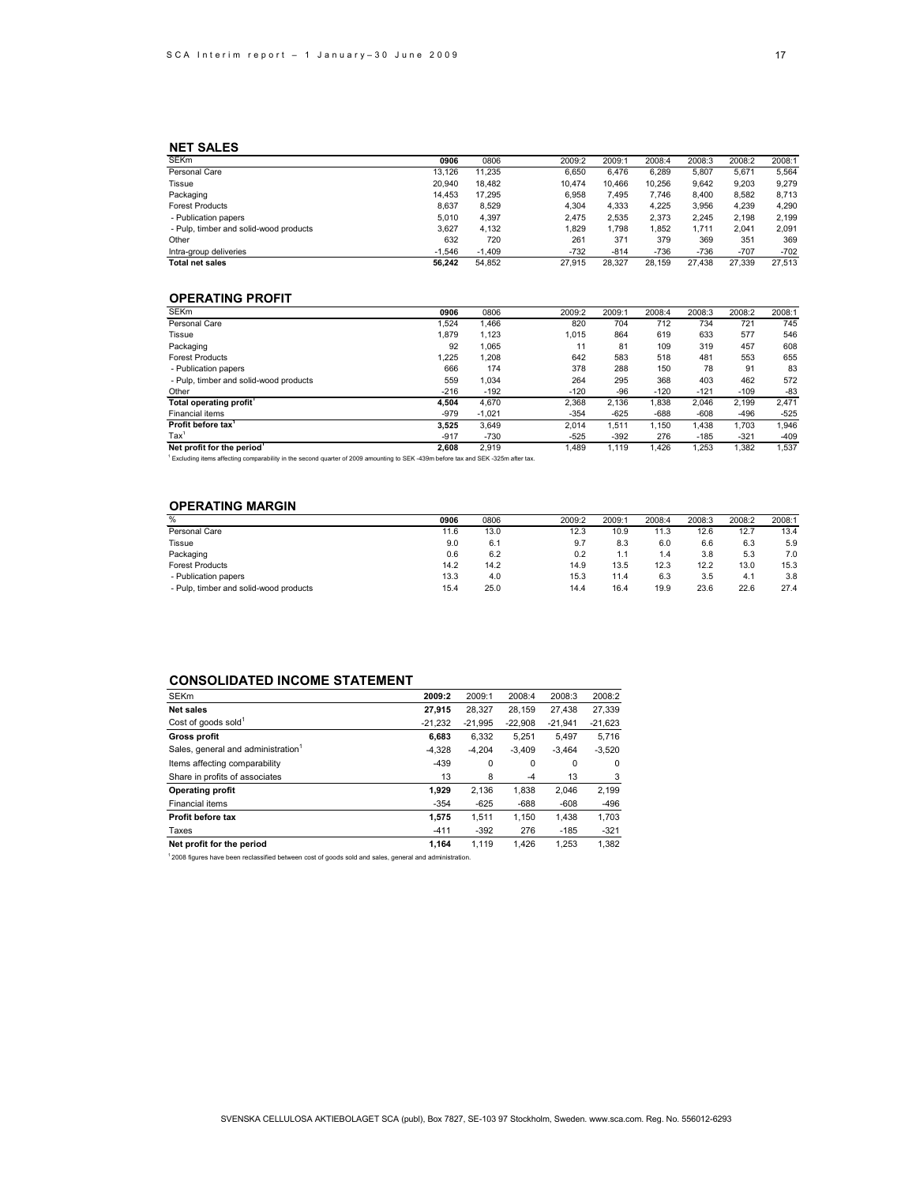## NET SALES

| SEKm | 0906 | 0806 | 2009:2 | 2009:1 | 2008:4 | 2008:3 | 2008:2 | 2008:1 |
|---|---|---|---|---|---|---|---|---|
| Personal Care | 13,126 | 11,235 | 6,650 | 6,476 | 6,289 | 5,807 | 5,671 | 5,564 |
| Tissue | 20,940 | 18,482 | 10,474 | 10,466 | 10,256 | 9,642 | 9,203 | 9,279 |
| Packaging | 14,453 | 17,295 | 6,958 | 7,495 | 7,746 | 8,400 | 8,582 | 8,713 |
| Forest Products | 8,637 | 8,529 | 4,304 | 4,333 | 4,225 | 3,956 | 4,239 | 4,290 |
| - Publication papers | 5,010 | 4,397 | 2,475 | 2,535 | 2,373 | 2,245 | 2,198 | 2,199 |
| - Pulp, timber and solid-wood products | 3,627 | 4,132 | 1,829 | 1,798 | 1,852 | 1,711 | 2,041 | 2,091 |
| Other | 632 | 720 | 261 | 371 | 379 | 369 | 351 | 369 |
| Intra-group deliveries | -1,546 | -1,409 | -732 | -814 | -736 | -736 | -707 | -702 |
| **Total net sales** | **56,242** | 54,852 | 27,915 | 28,327 | 28,159 | 27,438 | 27,339 | 27,513 |

## OPERATING PROFIT

| SEKm | 0906 | 0806 | 2009:2 | 2009:1 | 2008:4 | 2008:3 | 2008:2 | 2008:1 |
|---|---|---|---|---|---|---|---|---|
| Personal Care | 1,524 | 1,466 | 820 | 704 | 712 | 734 | 721 | 745 |
| Tissue | 1,879 | 1,123 | 1,015 | 864 | 619 | 633 | 577 | 546 |
| Packaging | 92 | 1,065 | 11 | 81 | 109 | 319 | 457 | 608 |
| Forest Products | 1,225 | 1,208 | 642 | 583 | 518 | 481 | 553 | 655 |
| - Publication papers | 666 | 174 | 378 | 288 | 150 | 78 | 91 | 83 |
| - Pulp, timber and solid-wood products | 559 | 1,034 | 264 | 295 | 368 | 403 | 462 | 572 |
| Other | -216 | -192 | -120 | -96 | -120 | -121 | -109 | -83 |
| **Total operating profit[1]** | **4,504** | 4,670 | 2,368 | 2,136 | 1,838 | 2,046 | 2,199 | 2,471 |
| Financial items | -979 | -1,021 | -354 | -625 | -688 | -608 | -496 | -525 |
| **Profit before tax[1]** | **3,525** | 3,649 | 2,014 | 1,511 | 1,150 | 1,438 | 1,703 | 1,946 |
| Tax[1] | -917 | -730 | -525 | -392 | 276 | -185 | -321 | -409 |
| **Net profit for the period[1]** | **2,608** | 2,919 | 1,489 | 1,119 | 1,426 | 1,253 | 1,382 | 1,537 |

[1] Excluding items affecting comparability in the second quarter of 2009 amounting to SEK -439m before tax and SEK -325m after tax.

## OPERATING MARGIN

| % | 0906 | 0806 | 2009:2 | 2009:1 | 2008:4 | 2008:3 | 2008:2 | 2008:1 |
|---|---|---|---|---|---|---|---|---|
| Personal Care | 11.6 | 13.0 | 12.3 | 10.9 | 11.3 | 12.6 | 12.7 | 13.4 |
| Tissue | 9.0 | 6.1 | 9.7 | 8.3 | 6.0 | 6.6 | 6.3 | 5.9 |
| Packaging | 0.6 | 6.2 | 0.2 | 1.1 | 1.4 | 3.8 | 5.3 | 7.0 |
| Forest Products | 14.2 | 14.2 | 14.9 | 13.5 | 12.3 | 12.2 | 13.0 | 15.3 |
| - Publication papers | 13.3 | 4.0 | 15.3 | 11.4 | 6.3 | 3.5 | 4.1 | 3.8 |
| - Pulp, timber and solid-wood products | 15.4 | 25.0 | 14.4 | 16.4 | 19.9 | 23.6 | 22.6 | 27.4 |

## CONSOLIDATED INCOME STATEMENT

| SEKm | 2009:2 | 2009:1 | 2008:4 | 2008:3 | 2008:2 |
|---|---|---|---|---|---|
| **Net sales** | **27,915** | 28,327 | 28,159 | 27,438 | 27,339 |
| Cost of goods sold[1] | -21,232 | -21,995 | -22,908 | -21,941 | -21,623 |
| **Gross profit** | **6,683** | 6,332 | 5,251 | 5,497 | 5,716 |
| Sales, general and administration[1] | -4,328 | -4,204 | -3,409 | -3,464 | -3,520 |
| Items affecting comparability | -439 | 0 | 0 | 0 | 0 |
| Share in profits of associates | 13 | 8 | -4 | 13 | 3 |
| **Operating profit** | **1,929** | 2,136 | 1,838 | 2,046 | 2,199 |
| Financial items | -354 | -625 | -688 | -608 | -496 |
| **Profit before tax** | **1,575** | 1,511 | 1,150 | 1,438 | 1,703 |
| Taxes | -411 | -392 | 276 | -185 | -321 |
| **Net profit for the period** | **1,164** | 1,119 | 1,426 | 1,253 | 1,382 |

[1] 2008 figures have been reclassified between cost of goods sold and sales, general and administration.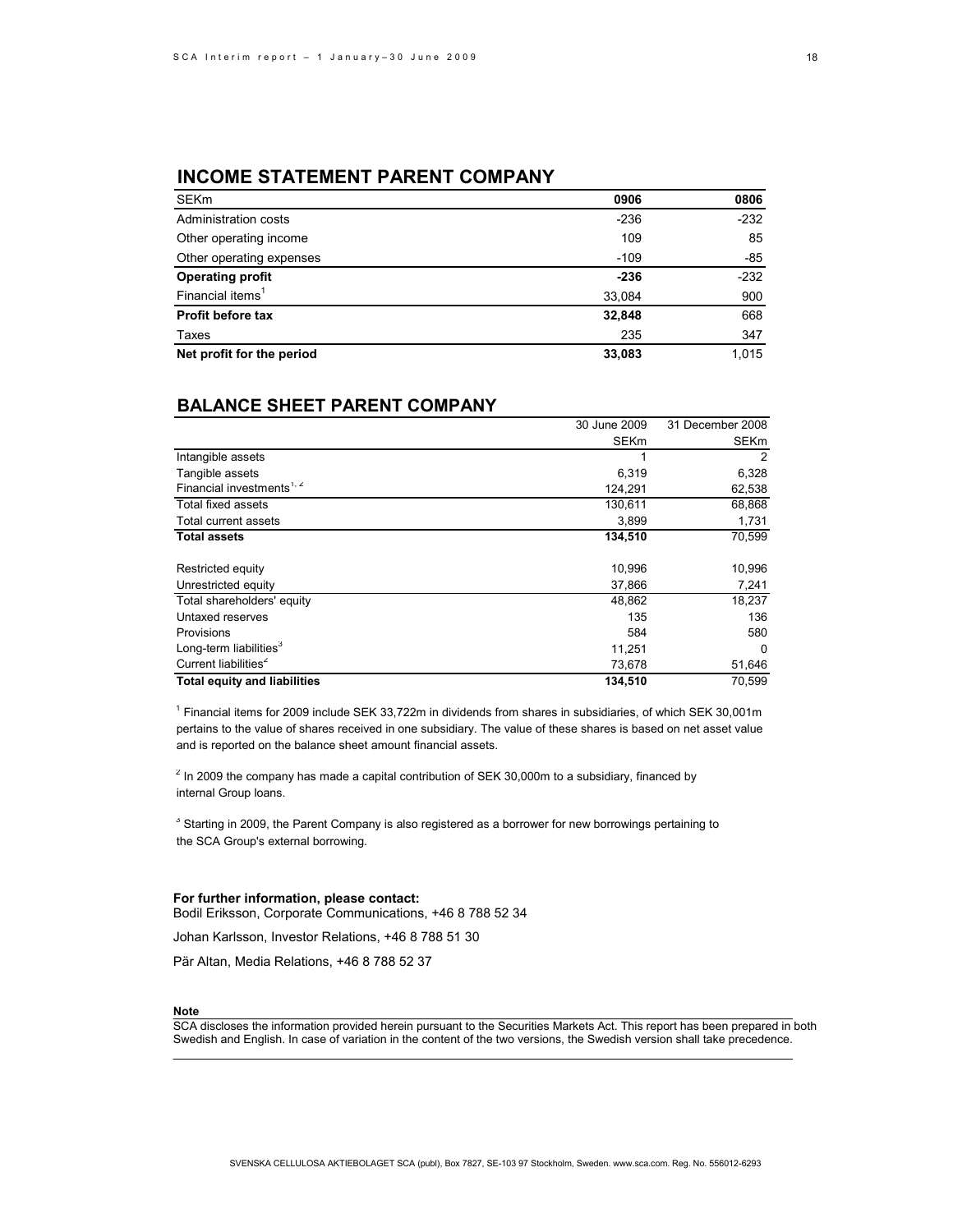## INCOME STATEMENT PARENT COMPANY

| SEKm | 0906 | 0806 |
|---|---|---|
| Administration costs | -236 | -232 |
| Other operating income | 109 | 85 |
| Other operating expenses | -109 | -85 |
| **Operating profit** | **-236** | -232 |
| Financial items[1] | 33,084 | 900 |
| **Profit before tax** | **32,848** | 668 |
| Taxes | 235 | 347 |
| **Net profit for the period** | **33,083** | 1,015 |

## BALANCE SHEET PARENT COMPANY

| | 30 June 2009 | 31 December 2008 |
|---|---|---|
| | SEKm | SEKm |
| Intangible assets | 1 | 2 |
| Tangible assets | 6,319 | 6,328 |
| Financial investments[1, 2] | 124,291 | 62,538 |
| Total fixed assets | 130,611 | 68,868 |
| Total current assets | 3,899 | 1,731 |
| **Total assets** | **134,510** | 70,599 |
| | | |
| Restricted equity | 10,996 | 10,996 |
| Unrestricted equity | 37,866 | 7,241 |
| Total shareholders' equity | 48,862 | 18,237 |
| Untaxed reserves | 135 | 136 |
| Provisions | 584 | 580 |
| Long-term liabilities[3] | 11,251 | 0 |
| Current liabilities[2] | 73,678 | 51,646 |
| **Total equity and liabilities** | **134,510** | 70,599 |

[1] Financial items for 2009 include SEK 33,722m in dividends from shares in subsidiaries, of which SEK 30,001m pertains to the value of shares received in one subsidiary. The value of these shares is based on net asset value and is reported on the balance sheet amount financial assets.

[2] In 2009 the company has made a capital contribution of SEK 30,000m to a subsidiary, financed by internal Group loans.

[3] Starting in 2009, the Parent Company is also registered as a borrower for new borrowings pertaining to the SCA Group's external borrowing.

**For further information, please contact:**
Bodil Eriksson, Corporate Communications, +46 8 788 52 34

Johan Karlsson, Investor Relations, +46 8 788 51 30

Pär Altan, Media Relations, +46 8 788 52 37

**Note**

SCA discloses the information provided herein pursuant to the Securities Markets Act. This report has been prepared in both Swedish and English. In case of variation in the content of the two versions, the Swedish version shall take precedence.

SVENSKA CELLULOSA AKTIEBOLAGET SCA (publ), Box 7827, SE-103 97 Stockholm, Sweden. www.sca.com. Reg. No. 556012-6293